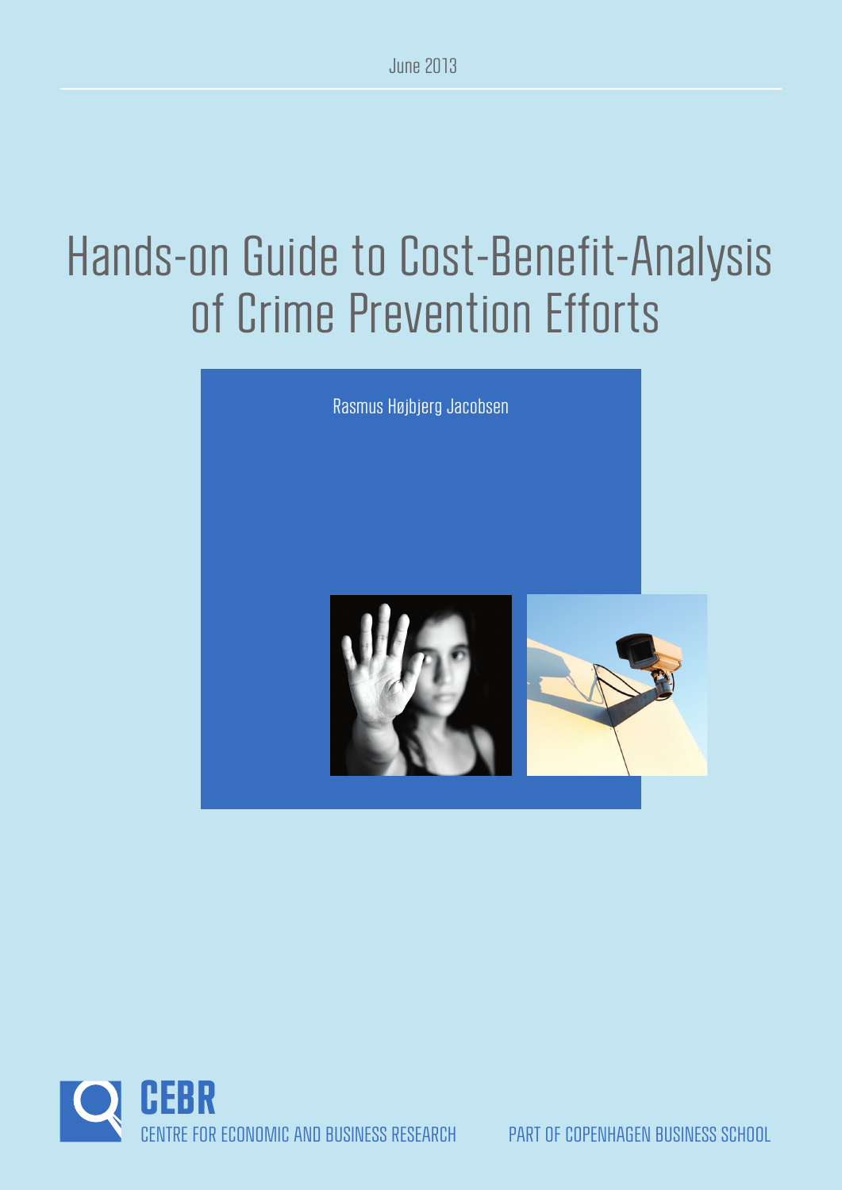June 2013

# Hands-on Guide to Cost-Benefit-Analysis of Crime Prevention Efforts

Rasmus Højbjerg Jacobsen

**CEBR**
CENTRE FOR ECONOMIC AND BUSINESS RESEARCH

PART OF COPENHAGEN BUSINESS SCHOOL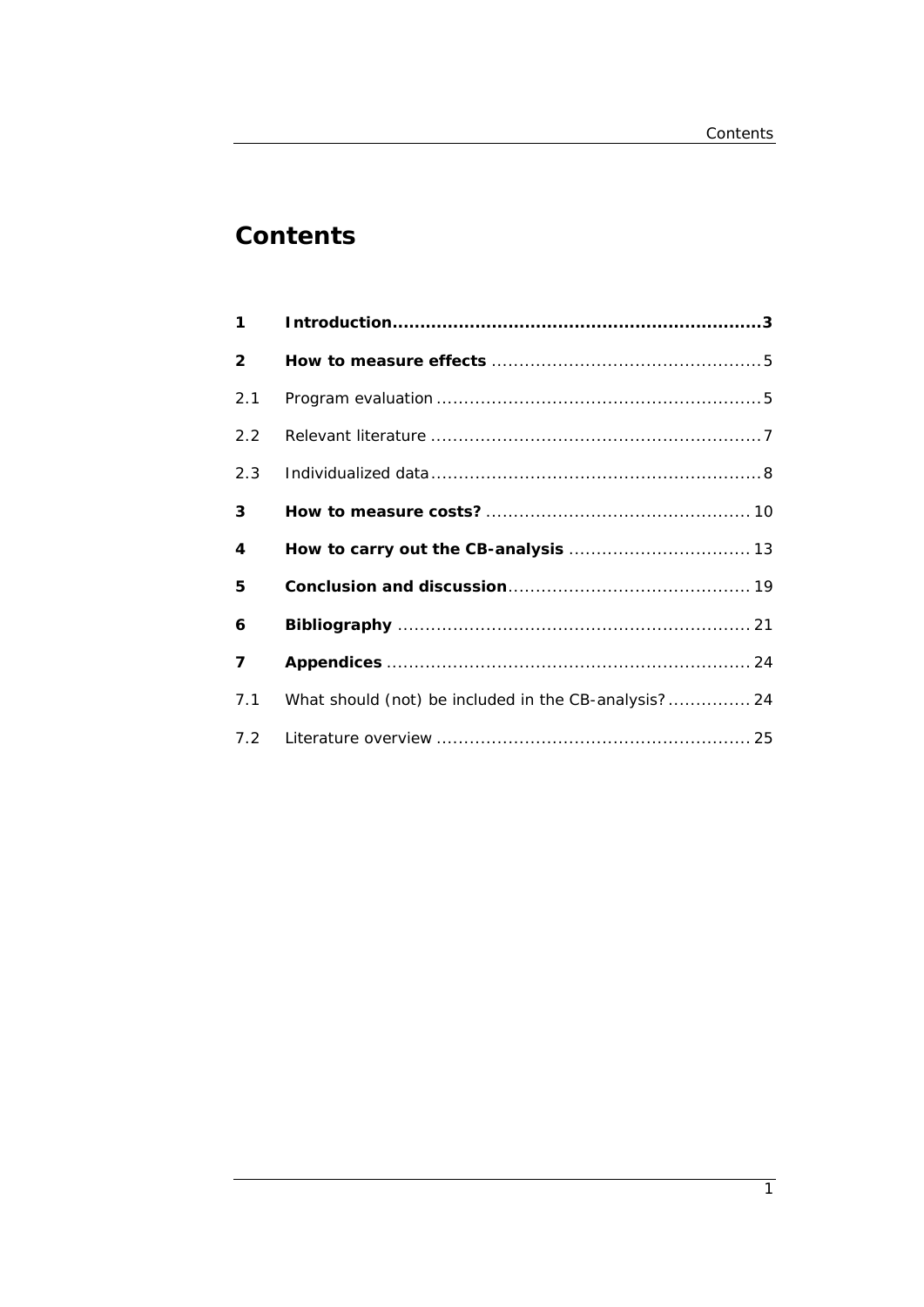# Contents

| | | |
|---|---|---|
| **1** | **Introduction** | **3** |
| **2** | **How to measure effects** | 5 |
| 2.1 | Program evaluation | 5 |
| 2.2 | Relevant literature | 7 |
| 2.3 | Individualized data | 8 |
| **3** | **How to measure costs?** | 10 |
| **4** | **How to carry out the CB-analysis** | 13 |
| **5** | **Conclusion and discussion** | 19 |
| **6** | **Bibliography** | 21 |
| **7** | **Appendices** | 24 |
| 7.1 | What should (not) be included in the CB-analysis? | 24 |
| 7.2 | Literature overview | 25 |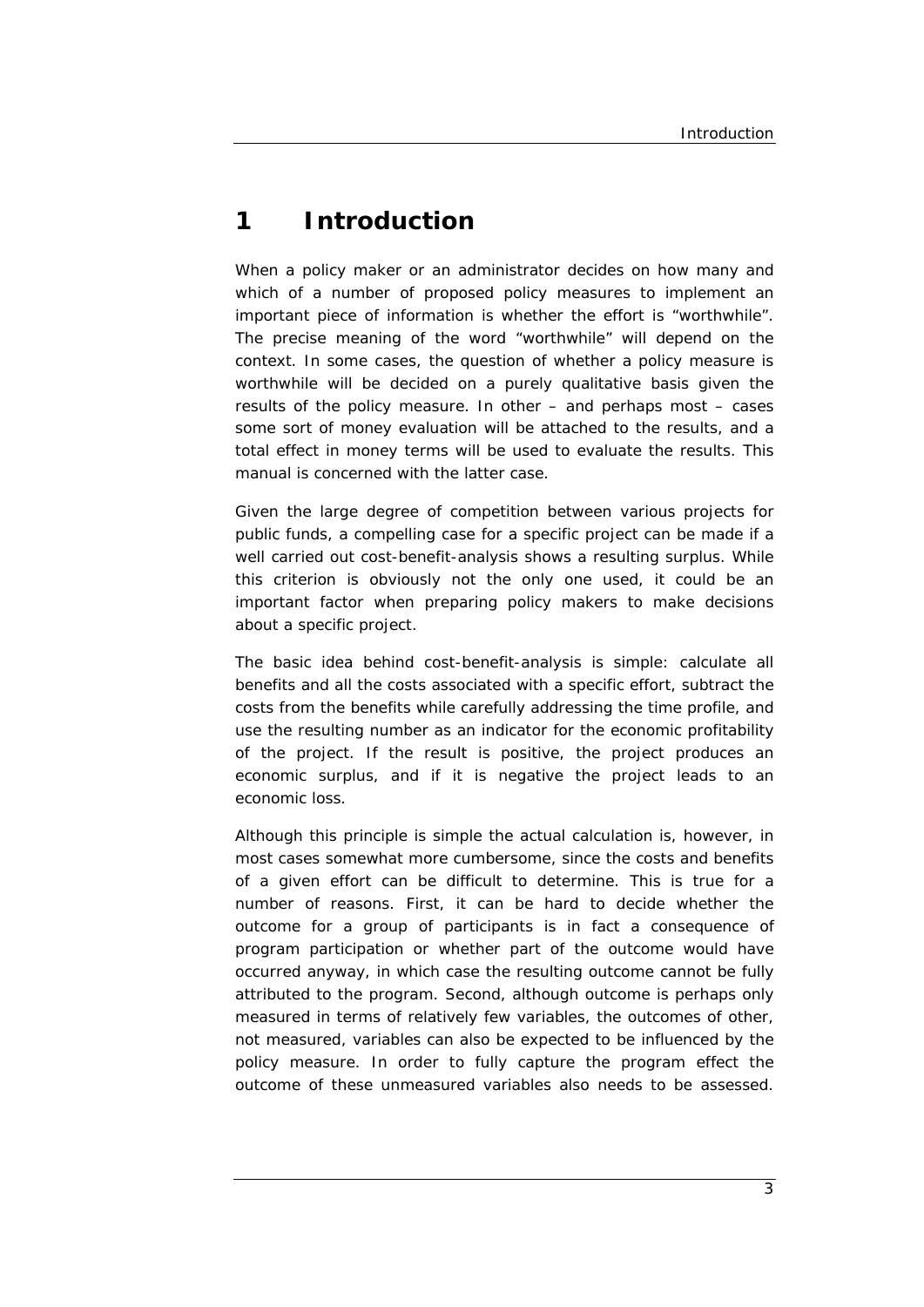# 1 Introduction

When a policy maker or an administrator decides on how many and which of a number of proposed policy measures to implement an important piece of information is whether the effort is "worthwhile". The precise meaning of the word "worthwhile" will depend on the context. In some cases, the question of whether a policy measure is worthwhile will be decided on a purely qualitative basis given the results of the policy measure. In other – and perhaps most – cases some sort of money evaluation will be attached to the results, and a total effect in money terms will be used to evaluate the results. This manual is concerned with the latter case.

Given the large degree of competition between various projects for public funds, a compelling case for a specific project can be made if a well carried out cost-benefit-analysis shows a resulting surplus. While this criterion is obviously not the only one used, it could be an important factor when preparing policy makers to make decisions about a specific project.

The basic idea behind cost-benefit-analysis is simple: calculate all benefits and all the costs associated with a specific effort, subtract the costs from the benefits while carefully addressing the time profile, and use the resulting number as an indicator for the economic profitability of the project. If the result is positive, the project produces an economic surplus, and if it is negative the project leads to an economic loss.

Although this principle is simple the actual calculation is, however, in most cases somewhat more cumbersome, since the costs and benefits of a given effort can be difficult to determine. This is true for a number of reasons. First, it can be hard to decide whether the outcome for a group of participants is in fact a consequence of program participation or whether part of the outcome would have occurred anyway, in which case the resulting outcome cannot be fully attributed to the program. Second, although outcome is perhaps only measured in terms of relatively few variables, the outcomes of other, not measured, variables can also be expected to be influenced by the policy measure. In order to fully capture the program effect the outcome of these unmeasured variables also needs to be assessed.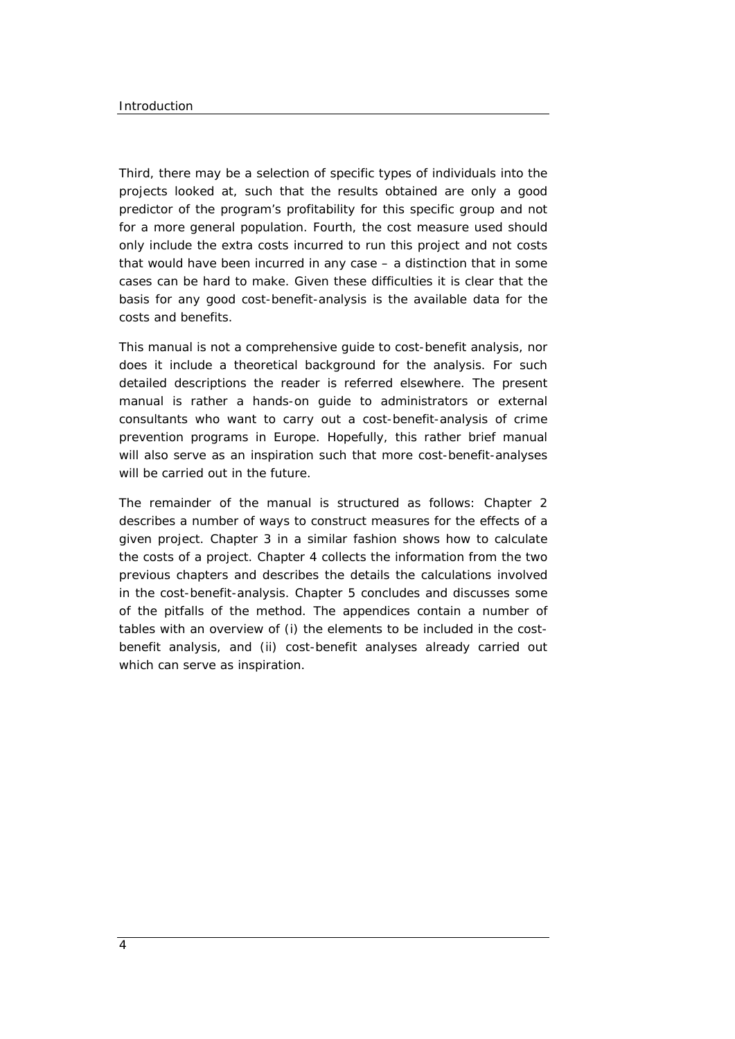Third, there may be a selection of specific types of individuals into the projects looked at, such that the results obtained are only a good predictor of the program's profitability for this specific group and not for a more general population. Fourth, the cost measure used should only include the extra costs incurred to run this project and not costs that would have been incurred in any case – a distinction that in some cases can be hard to make. Given these difficulties it is clear that the basis for any good cost-benefit-analysis is the available data for the costs and benefits.

This manual is not a comprehensive guide to cost-benefit analysis, nor does it include a theoretical background for the analysis. For such detailed descriptions the reader is referred elsewhere. The present manual is rather a hands-on guide to administrators or external consultants who want to carry out a cost-benefit-analysis of crime prevention programs in Europe. Hopefully, this rather brief manual will also serve as an inspiration such that more cost-benefit-analyses will be carried out in the future.

The remainder of the manual is structured as follows: Chapter 2 describes a number of ways to construct measures for the effects of a given project. Chapter 3 in a similar fashion shows how to calculate the costs of a project. Chapter 4 collects the information from the two previous chapters and describes the details the calculations involved in the cost-benefit-analysis. Chapter 5 concludes and discusses some of the pitfalls of the method. The appendices contain a number of tables with an overview of (i) the elements to be included in the cost-benefit analysis, and (ii) cost-benefit analyses already carried out which can serve as inspiration.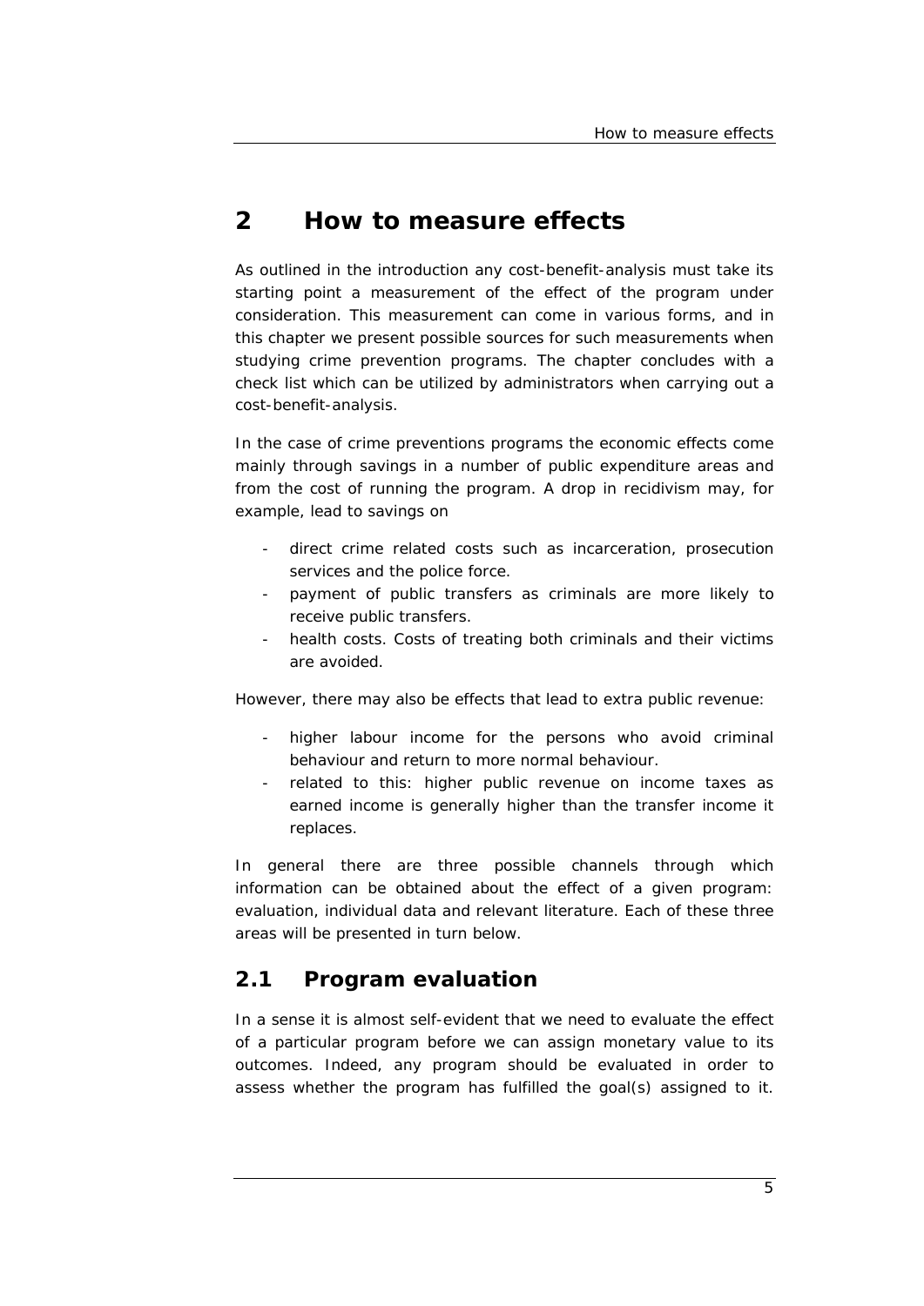# 2 How to measure effects

As outlined in the introduction any cost-benefit-analysis must take its starting point a measurement of the effect of the program under consideration. This measurement can come in various forms, and in this chapter we present possible sources for such measurements when studying crime prevention programs. The chapter concludes with a check list which can be utilized by administrators when carrying out a cost-benefit-analysis.

In the case of crime preventions programs the economic effects come mainly through savings in a number of public expenditure areas and from the cost of running the program. A drop in recidivism may, for example, lead to savings on

- direct crime related costs such as incarceration, prosecution services and the police force.
- payment of public transfers as criminals are more likely to receive public transfers.
- health costs. Costs of treating both criminals and their victims are avoided.

However, there may also be effects that lead to extra public revenue:

- higher labour income for the persons who avoid criminal behaviour and return to more normal behaviour.
- related to this: higher public revenue on income taxes as earned income is generally higher than the transfer income it replaces.

In general there are three possible channels through which information can be obtained about the effect of a given program: evaluation, individual data and relevant literature. Each of these three areas will be presented in turn below.

## 2.1 Program evaluation

In a sense it is almost self-evident that we need to evaluate the effect of a particular program before we can assign monetary value to its outcomes. Indeed, any program should be evaluated in order to assess whether the program has fulfilled the goal(s) assigned to it.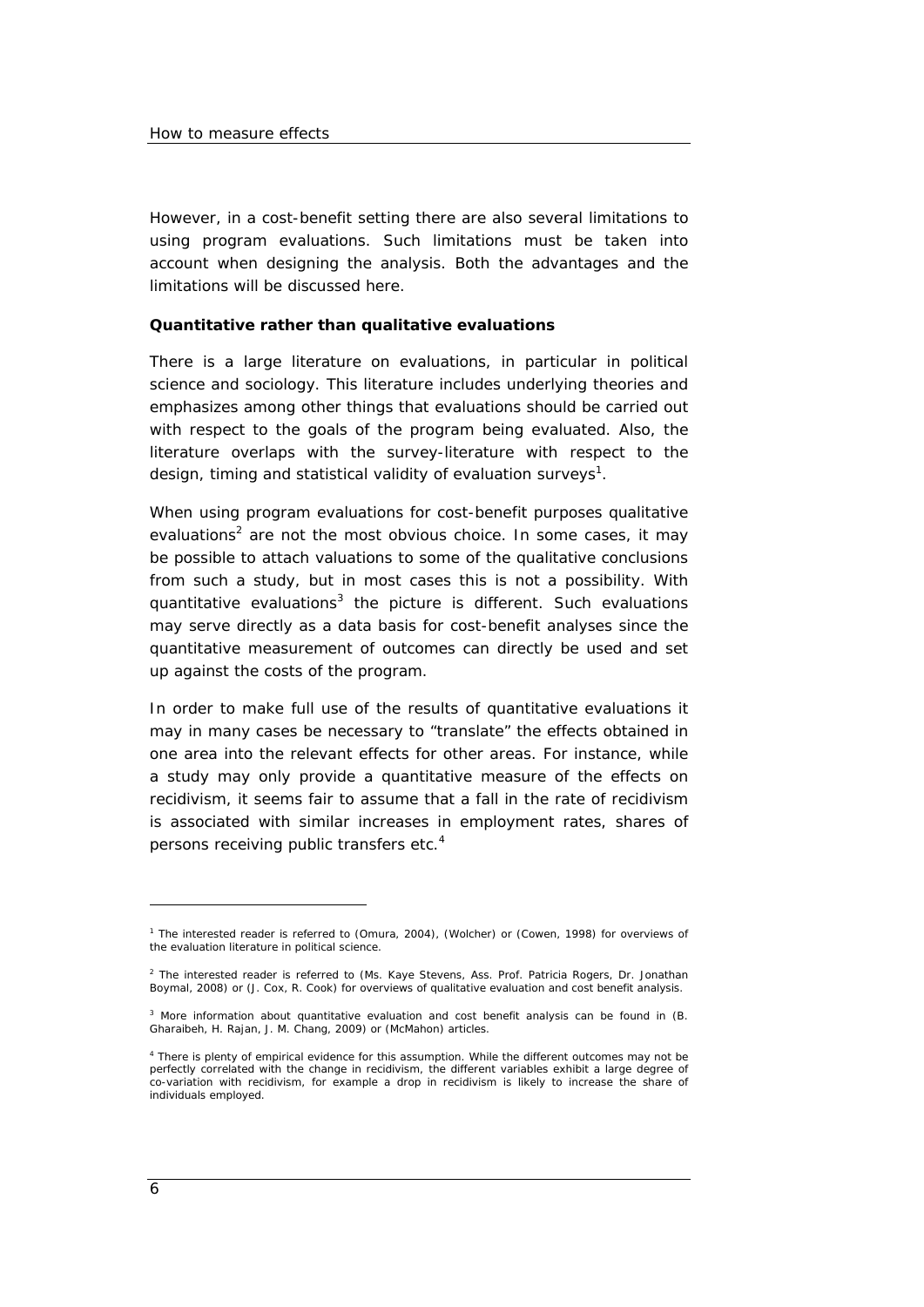However, in a cost-benefit setting there are also several limitations to using program evaluations. Such limitations must be taken into account when designing the analysis. Both the advantages and the limitations will be discussed here.

**Quantitative rather than qualitative evaluations**

There is a large literature on evaluations, in particular in political science and sociology. This literature includes underlying theories and emphasizes among other things that evaluations should be carried out with respect to the goals of the program being evaluated. Also, the literature overlaps with the survey-literature with respect to the design, timing and statistical validity of evaluation surveys[1].

When using program evaluations for cost-benefit purposes qualitative evaluations[2] are not the most obvious choice. In some cases, it may be possible to attach valuations to some of the qualitative conclusions from such a study, but in most cases this is not a possibility. With quantitative evaluations[3] the picture is different. Such evaluations may serve directly as a data basis for cost-benefit analyses since the quantitative measurement of outcomes can directly be used and set up against the costs of the program.

In order to make full use of the results of quantitative evaluations it may in many cases be necessary to "translate" the effects obtained in one area into the relevant effects for other areas. For instance, while a study may only provide a quantitative measure of the effects on recidivism, it seems fair to assume that a fall in the rate of recidivism is associated with similar increases in employment rates, shares of persons receiving public transfers etc.[4]

---

[1] The interested reader is referred to (Omura, 2004), (Wolcher) or (Cowen, 1998) for overviews of the evaluation literature in political science.

[2] The interested reader is referred to (Ms. Kaye Stevens, Ass. Prof. Patricia Rogers, Dr. Jonathan Boymal, 2008) or (J. Cox, R. Cook) for overviews of qualitative evaluation and cost benefit analysis.

[3] More information about quantitative evaluation and cost benefit analysis can be found in (B. Gharaibeh, H. Rajan, J. M. Chang, 2009) or (McMahon) articles.

[4] There is plenty of empirical evidence for this assumption. While the different outcomes may not be perfectly correlated with the change in recidivism, the different variables exhibit a large degree of co-variation with recidivism, for example a drop in recidivism is likely to increase the share of individuals employed.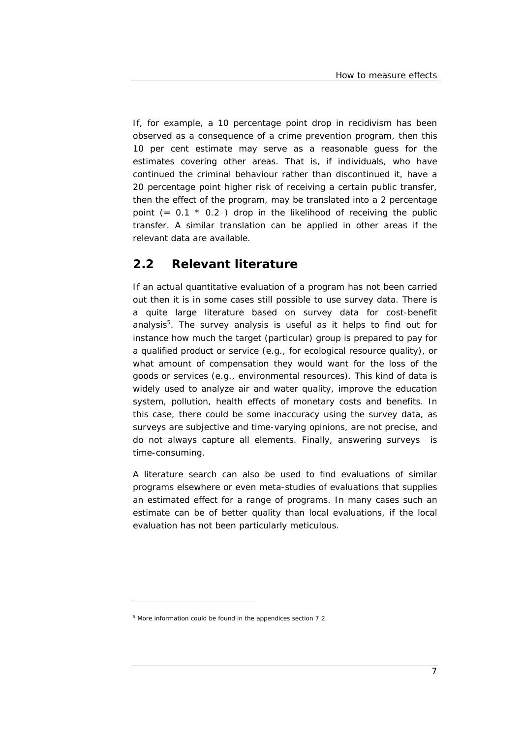If, for example, a 10 percentage point drop in recidivism has been observed as a consequence of a crime prevention program, then this 10 per cent estimate may serve as a reasonable guess for the estimates covering other areas. That is, if individuals, who have continued the criminal behaviour rather than discontinued it, have a 20 percentage point higher risk of receiving a certain public transfer, then the effect of the program, may be translated into a 2 percentage point (= 0.1 * 0.2 ) drop in the likelihood of receiving the public transfer. A similar translation can be applied in other areas if the relevant data are available.

## 2.2 Relevant literature

If an actual quantitative evaluation of a program has not been carried out then it is in some cases still possible to use survey data. There is a quite large literature based on survey data for cost-benefit analysis[5]. The survey analysis is useful as it helps to find out for instance how much the target (particular) group is prepared to pay for a qualified product or service (e.g., for ecological resource quality), or what amount of compensation they would want for the loss of the goods or services (e.g., environmental resources). This kind of data is widely used to analyze air and water quality, improve the education system, pollution, health effects of monetary costs and benefits. In this case, there could be some inaccuracy using the survey data, as surveys are subjective and time-varying opinions, are not precise, and do not always capture all elements. Finally, answering surveys is time-consuming.

A literature search can also be used to find evaluations of similar programs elsewhere or even meta-studies of evaluations that supplies an estimated effect for a range of programs. In many cases such an estimate can be of better quality than local evaluations, if the local evaluation has not been particularly meticulous.

[5] More information could be found in the appendices section 7.2.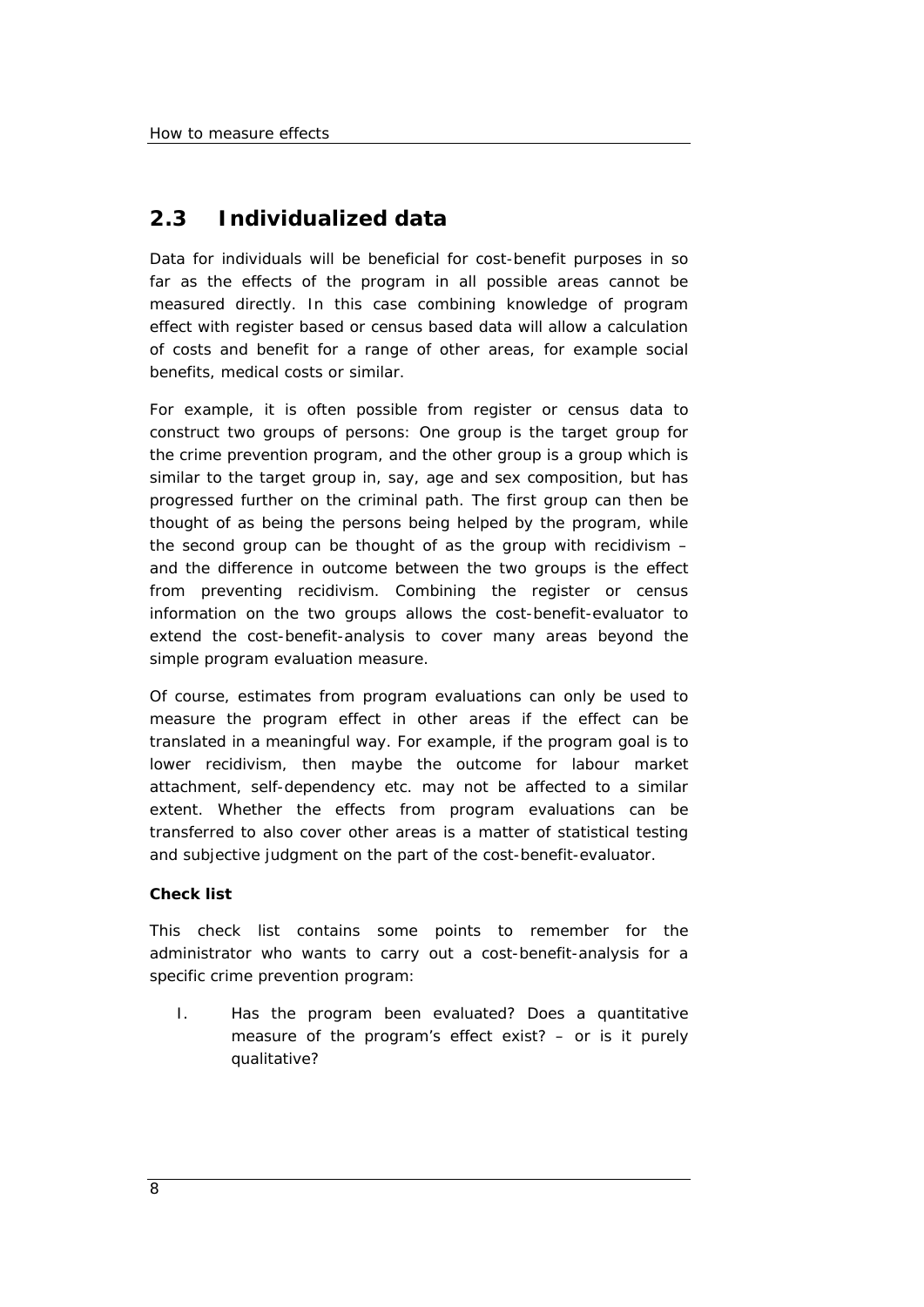## 2.3 Individualized data

Data for individuals will be beneficial for cost-benefit purposes in so far as the effects of the program in all possible areas cannot be measured directly. In this case combining knowledge of program effect with register based or census based data will allow a calculation of costs and benefit for a range of other areas, for example social benefits, medical costs or similar.

For example, it is often possible from register or census data to construct two groups of persons: One group is the target group for the crime prevention program, and the other group is a group which is similar to the target group in, say, age and sex composition, but has progressed further on the criminal path. The first group can then be thought of as being the persons being helped by the program, while the second group can be thought of as the group with recidivism – and the difference in outcome between the two groups is the effect from preventing recidivism. Combining the register or census information on the two groups allows the cost-benefit-evaluator to extend the cost-benefit-analysis to cover many areas beyond the simple program evaluation measure.

Of course, estimates from program evaluations can only be used to measure the program effect in other areas if the effect can be translated in a meaningful way. For example, if the program goal is to lower recidivism, then maybe the outcome for labour market attachment, self-dependency etc. may not be affected to a similar extent. Whether the effects from program evaluations can be transferred to also cover other areas is a matter of statistical testing and subjective judgment on the part of the cost-benefit-evaluator.

**Check list**

This check list contains some points to remember for the administrator who wants to carry out a cost-benefit-analysis for a specific crime prevention program:

I. Has the program been evaluated? Does a quantitative measure of the program's effect exist? – or is it purely qualitative?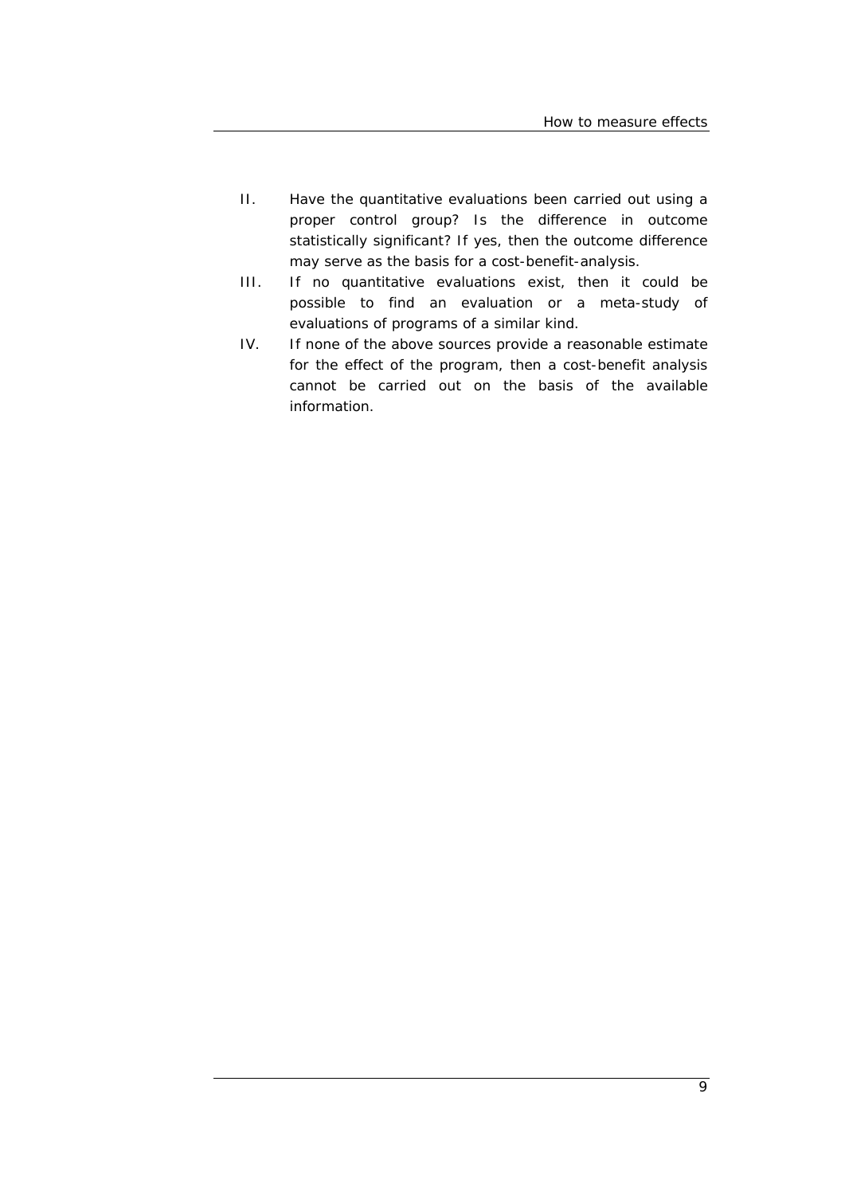II. Have the quantitative evaluations been carried out using a proper control group? Is the difference in outcome statistically significant? If yes, then the outcome difference may serve as the basis for a cost-benefit-analysis.

III. If no quantitative evaluations exist, then it could be possible to find an evaluation or a meta-study of evaluations of programs of a similar kind.

IV. If none of the above sources provide a reasonable estimate for the effect of the program, then a cost-benefit analysis cannot be carried out on the basis of the available information.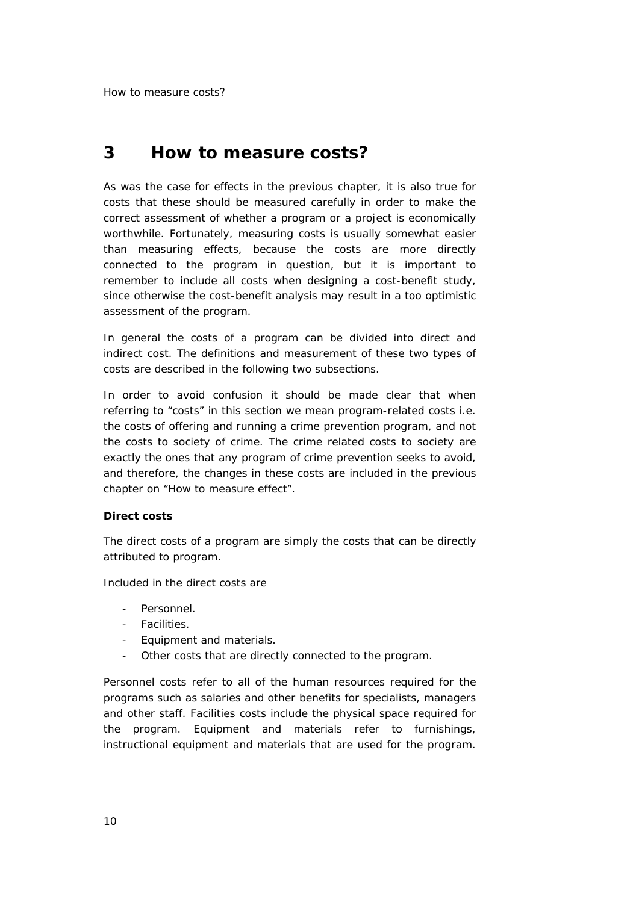# 3 How to measure costs?

As was the case for effects in the previous chapter, it is also true for costs that these should be measured carefully in order to make the correct assessment of whether a program or a project is economically worthwhile. Fortunately, measuring costs is usually somewhat easier than measuring effects, because the costs are more directly connected to the program in question, but it is important to remember to include all costs when designing a cost-benefit study, since otherwise the cost-benefit analysis may result in a too optimistic assessment of the program.

In general the costs of a program can be divided into direct and indirect cost. The definitions and measurement of these two types of costs are described in the following two subsections.

In order to avoid confusion it should be made clear that when referring to "costs" in this section we mean program-related costs i.e. the costs of offering and running a crime prevention program, and not the costs to society of crime. The crime related costs to society are exactly the ones that any program of crime prevention seeks to avoid, and therefore, the changes in these costs are included in the previous chapter on "How to measure effect".

**Direct costs**

The direct costs of a program are simply the costs that can be directly attributed to program.

Included in the direct costs are

- Personnel.
- Facilities.
- Equipment and materials.
- Other costs that are directly connected to the program.

Personnel costs refer to all of the human resources required for the programs such as salaries and other benefits for specialists, managers and other staff. Facilities costs include the physical space required for the program. Equipment and materials refer to furnishings, instructional equipment and materials that are used for the program.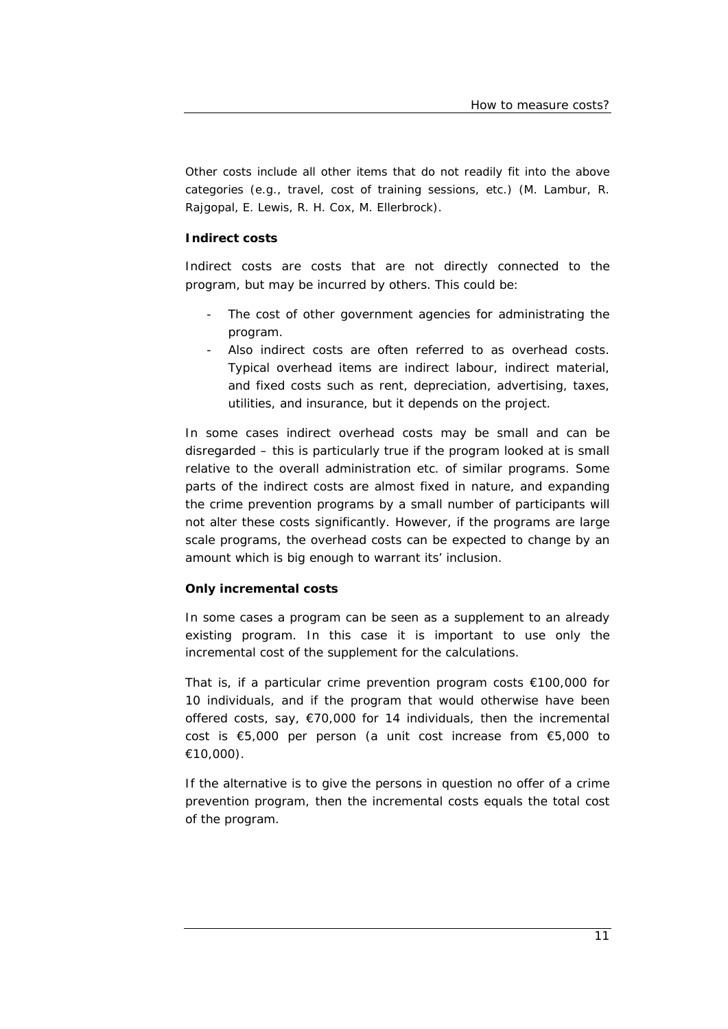Other costs include all other items that do not readily fit into the above categories (e.g., travel, cost of training sessions, etc.) (M. Lambur, R. Rajgopal, E. Lewis, R. H. Cox, M. Ellerbrock).

**Indirect costs**

Indirect costs are costs that are not directly connected to the program, but may be incurred by others. This could be:

- The cost of other government agencies for administrating the program.
- Also indirect costs are often referred to as overhead costs. Typical overhead items are indirect labour, indirect material, and fixed costs such as rent, depreciation, advertising, taxes, utilities, and insurance, but it depends on the project.

In some cases indirect overhead costs may be small and can be disregarded – this is particularly true if the program looked at is small relative to the overall administration etc. of similar programs. Some parts of the indirect costs are almost fixed in nature, and expanding the crime prevention programs by a small number of participants will not alter these costs significantly. However, if the programs are large scale programs, the overhead costs can be expected to change by an amount which is big enough to warrant its' inclusion.

**Only incremental costs**

In some cases a program can be seen as a supplement to an already existing program. In this case it is important to use only the incremental cost of the supplement for the calculations.

That is, if a particular crime prevention program costs €100,000 for 10 individuals, and if the program that would otherwise have been offered costs, say, €70,000 for 14 individuals, then the incremental cost is €5,000 per person (a unit cost increase from €5,000 to €10,000).

If the alternative is to give the persons in question no offer of a crime prevention program, then the incremental costs equals the total cost of the program.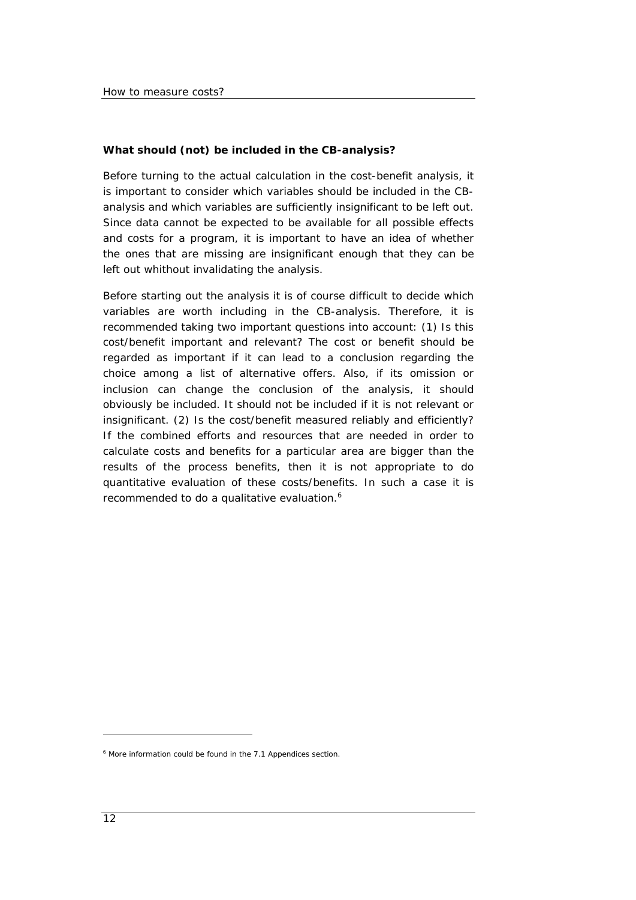**What should (not) be included in the CB-analysis?**

Before turning to the actual calculation in the cost-benefit analysis, it is important to consider which variables should be included in the CB-analysis and which variables are sufficiently insignificant to be left out. Since data cannot be expected to be available for all possible effects and costs for a program, it is important to have an idea of whether the ones that are missing are insignificant enough that they can be left out whithout invalidating the analysis.

Before starting out the analysis it is of course difficult to decide which variables are worth including in the CB-analysis. Therefore, it is recommended taking two important questions into account: (1) Is this cost/benefit important and relevant? The cost or benefit should be regarded as important if it can lead to a conclusion regarding the choice among a list of alternative offers. Also, if its omission or inclusion can change the conclusion of the analysis, it should obviously be included. It should not be included if it is not relevant or insignificant. (2) Is the cost/benefit measured reliably and efficiently? If the combined efforts and resources that are needed in order to calculate costs and benefits for a particular area are bigger than the results of the process benefits, then it is not appropriate to do quantitative evaluation of these costs/benefits. In such a case it is recommended to do a qualitative evaluation.[6]

[6] More information could be found in the 7.1 Appendices section.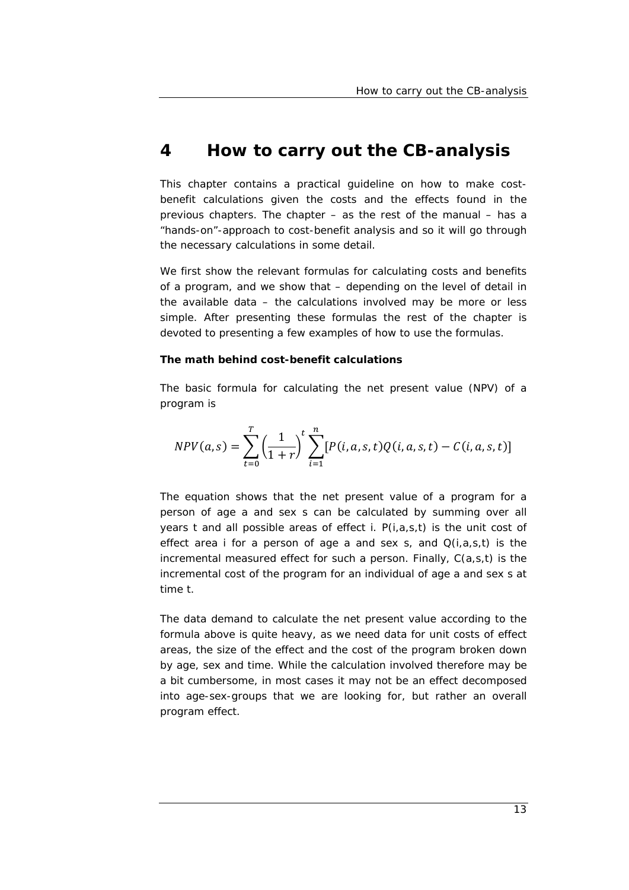# 4 How to carry out the CB-analysis

This chapter contains a practical guideline on how to make cost-benefit calculations given the costs and the effects found in the previous chapters. The chapter – as the rest of the manual – has a "hands-on"-approach to cost-benefit analysis and so it will go through the necessary calculations in some detail.

We first show the relevant formulas for calculating costs and benefits of a program, and we show that – depending on the level of detail in the available data – the calculations involved may be more or less simple. After presenting these formulas the rest of the chapter is devoted to presenting a few examples of how to use the formulas.

**The math behind cost-benefit calculations**

The basic formula for calculating the net present value (NPV) of a program is

$$NPV(a,s) = \sum_{t=0}^{T} \left(\frac{1}{1+r}\right)^{t} \sum_{i=1}^{n} [P(i,a,s,t)Q(i,a,s,t) - C(i,a,s,t)]$$

The equation shows that the net present value of a program for a person of age a and sex s can be calculated by summing over all years t and all possible areas of effect i. P(i,a,s,t) is the unit cost of effect area i for a person of age a and sex s, and Q(i,a,s,t) is the incremental measured effect for such a person. Finally, C(a,s,t) is the incremental cost of the program for an individual of age a and sex s at time t.

The data demand to calculate the net present value according to the formula above is quite heavy, as we need data for unit costs of effect areas, the size of the effect and the cost of the program broken down by age, sex and time. While the calculation involved therefore may be a bit cumbersome, in most cases it may not be an effect decomposed into age-sex-groups that we are looking for, but rather an overall program effect.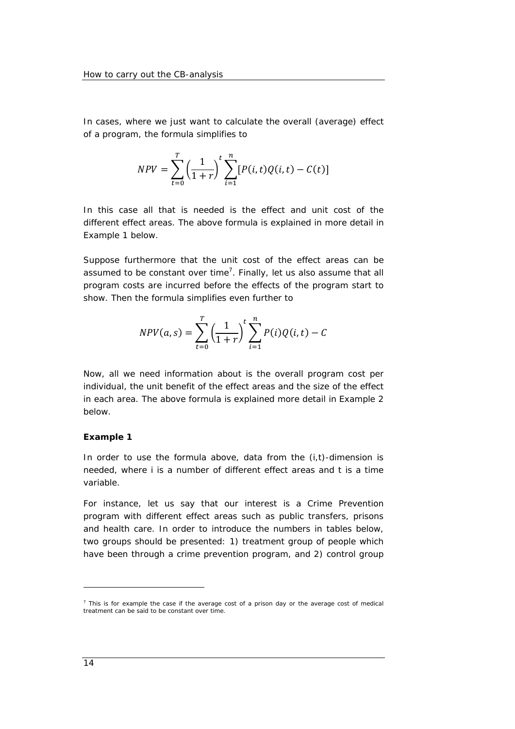In cases, where we just want to calculate the overall (average) effect of a program, the formula simplifies to

$$NPV = \sum_{t=0}^{T} \left(\frac{1}{1+r}\right)^{t} \sum_{i=1}^{n} [P(i,t)Q(i,t) - C(t)]$$

In this case all that is needed is the effect and unit cost of the different effect areas. The above formula is explained in more detail in Example 1 below.

Suppose furthermore that the unit cost of the effect areas can be assumed to be constant over time[7]. Finally, let us also assume that all program costs are incurred before the effects of the program start to show. Then the formula simplifies even further to

$$NPV(a,s) = \sum_{t=0}^{T} \left(\frac{1}{1+r}\right)^{t} \sum_{i=1}^{n} P(i)Q(i,t) - C$$

Now, all we need information about is the overall program cost per individual, the unit benefit of the effect areas and the size of the effect in each area. The above formula is explained more detail in Example 2 below.

**Example 1**

In order to use the formula above, data from the (i,t)-dimension is needed, where i is a number of different effect areas and t is a time variable.

For instance, let us say that our interest is a Crime Prevention program with different effect areas such as public transfers, prisons and health care. In order to introduce the numbers in tables below, two groups should be presented: 1) treatment group of people which have been through a crime prevention program, and 2) control group

[7] This is for example the case if the average cost of a prison day or the average cost of medical treatment can be said to be constant over time.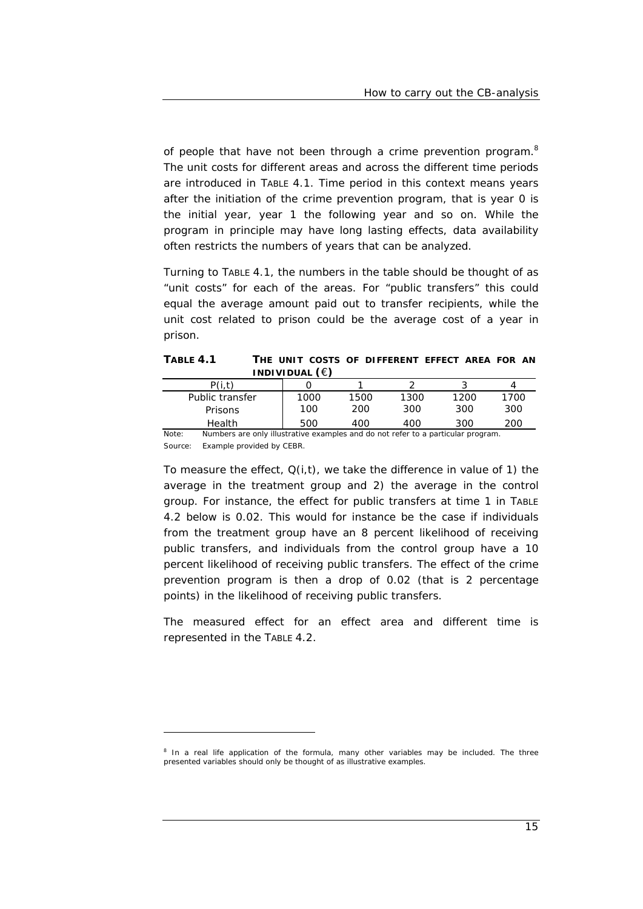of people that have not been through a crime prevention program.[8] The unit costs for different areas and across the different time periods are introduced in TABLE 4.1. Time period in this context means years after the initiation of the crime prevention program, that is year 0 is the initial year, year 1 the following year and so on. While the program in principle may have long lasting effects, data availability often restricts the numbers of years that can be analyzed.

Turning to TABLE 4.1, the numbers in the table should be thought of as "unit costs" for each of the areas. For "public transfers" this could equal the average amount paid out to transfer recipients, while the unit cost related to prison could be the average cost of a year in prison.

**TABLE 4.1 THE UNIT COSTS OF DIFFERENT EFFECT AREA FOR AN INDIVIDUAL (€)**

| P(i,t) | 0 | 1 | 2 | 3 | 4 |
|---|---|---|---|---|---|
| Public transfer | 1000 | 1500 | 1300 | 1200 | 1700 |
| Prisons | 100 | 200 | 300 | 300 | 300 |
| Health | 500 | 400 | 400 | 300 | 200 |

Note: Numbers are only illustrative examples and do not refer to a particular program.

Source: Example provided by CEBR.

To measure the effect, Q(i,t), we take the difference in value of 1) the average in the treatment group and 2) the average in the control group. For instance, the effect for public transfers at time 1 in TABLE 4.2 below is 0.02. This would for instance be the case if individuals from the treatment group have an 8 percent likelihood of receiving public transfers, and individuals from the control group have a 10 percent likelihood of receiving public transfers. The effect of the crime prevention program is then a drop of 0.02 (that is 2 percentage points) in the likelihood of receiving public transfers.

The measured effect for an effect area and different time is represented in the TABLE 4.2.

[8] In a real life application of the formula, many other variables may be included. The three presented variables should only be thought of as illustrative examples.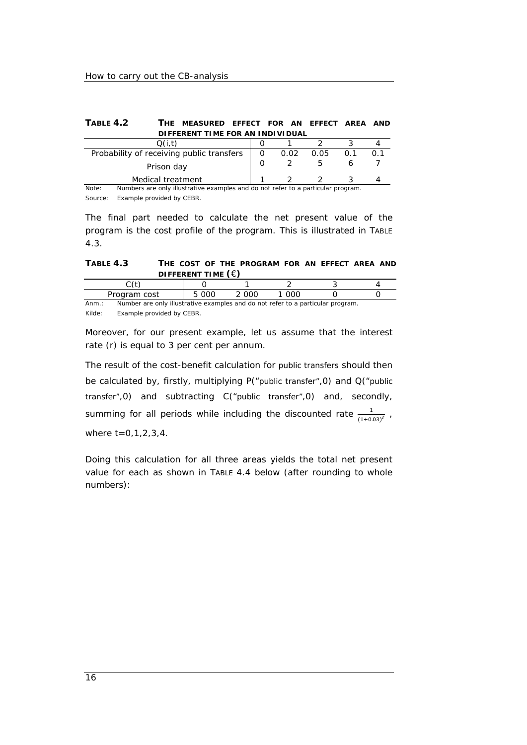**TABLE 4.2 THE MEASURED EFFECT FOR AN EFFECT AREA AND DIFFERENT TIME FOR AN INDIVIDUAL**

| Q(i,t) | 0 | 1 | 2 | 3 | 4 |
|---|---|---|---|---|---|
| Probability of receiving public transfers | 0 | 0.02 | 0.05 | 0.1 | 0.1 |
| Prison day | 0 | 2 | 5 | 6 | 7 |
| Medical treatment | 1 | 2 | 2 | 3 | 4 |

Note: Numbers are only illustrative examples and do not refer to a particular program.

Source: Example provided by CEBR.

The final part needed to calculate the net present value of the program is the cost profile of the program. This is illustrated in TABLE 4.3.

**TABLE 4.3 THE COST OF THE PROGRAM FOR AN EFFECT AREA AND DIFFERENT TIME (€)**

| C(t) | 0 | 1 | 2 | 3 | 4 |
|---|---|---|---|---|---|
| Program cost | 5 000 | 2 000 | 1 000 | 0 | 0 |

Anm.: Number are only illustrative examples and do not refer to a particular program.

Kilde: Example provided by CEBR.

Moreover, for our present example, let us assume that the interest rate (r) is equal to 3 per cent per annum.

The result of the cost-benefit calculation for public transfers should then be calculated by, firstly, multiplying P("public transfer",0) and Q("public transfer",0) and subtracting C("public transfer",0) and, secondly, summing for all periods while including the discounted rate $\frac{1}{(1+0.03)^t}$, where t=0,1,2,3,4.

Doing this calculation for all three areas yields the total net present value for each as shown in TABLE 4.4 below (after rounding to whole numbers):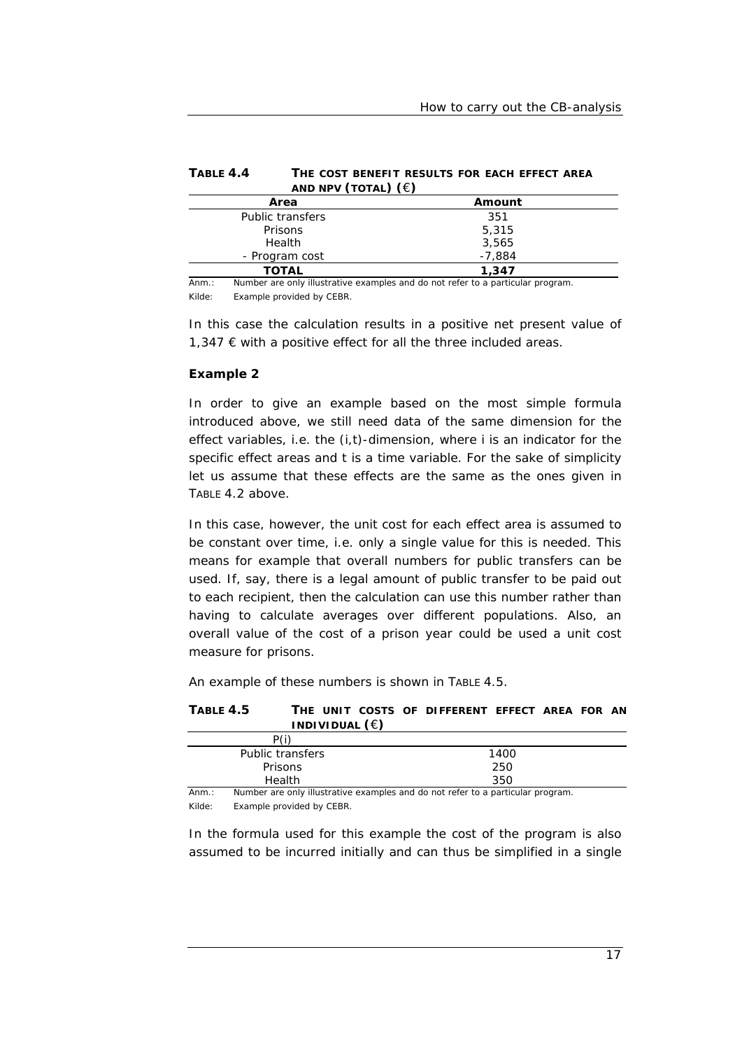**TABLE 4.4 THE COST BENEFIT RESULTS FOR EACH EFFECT AREA AND NPV (TOTAL) (€)**

| Area | Amount |
|---|---|
| Public transfers | 351 |
| Prisons | 5,315 |
| Health | 3,565 |
| - Program cost | -7,884 |
| **TOTAL** | **1,347** |

Anm.: Number are only illustrative examples and do not refer to a particular program.

Kilde: Example provided by CEBR.

In this case the calculation results in a positive net present value of 1,347 € with a positive effect for all the three included areas.

**Example 2**

In order to give an example based on the most simple formula introduced above, we still need data of the same dimension for the effect variables, i.e. the (i,t)-dimension, where i is an indicator for the specific effect areas and t is a time variable. For the sake of simplicity let us assume that these effects are the same as the ones given in TABLE 4.2 above.

In this case, however, the unit cost for each effect area is assumed to be constant over time, i.e. only a single value for this is needed. This means for example that overall numbers for public transfers can be used. If, say, there is a legal amount of public transfer to be paid out to each recipient, then the calculation can use this number rather than having to calculate averages over different populations. Also, an overall value of the cost of a prison year could be used a unit cost measure for prisons.

An example of these numbers is shown in TABLE 4.5.

**TABLE 4.5 THE UNIT COSTS OF DIFFERENT EFFECT AREA FOR AN INDIVIDUAL (€)**

| P(i) | |
|---|---|
| Public transfers | 1400 |
| Prisons | 250 |
| Health | 350 |

Anm.: Number are only illustrative examples and do not refer to a particular program.

Kilde: Example provided by CEBR.

In the formula used for this example the cost of the program is also assumed to be incurred initially and can thus be simplified in a single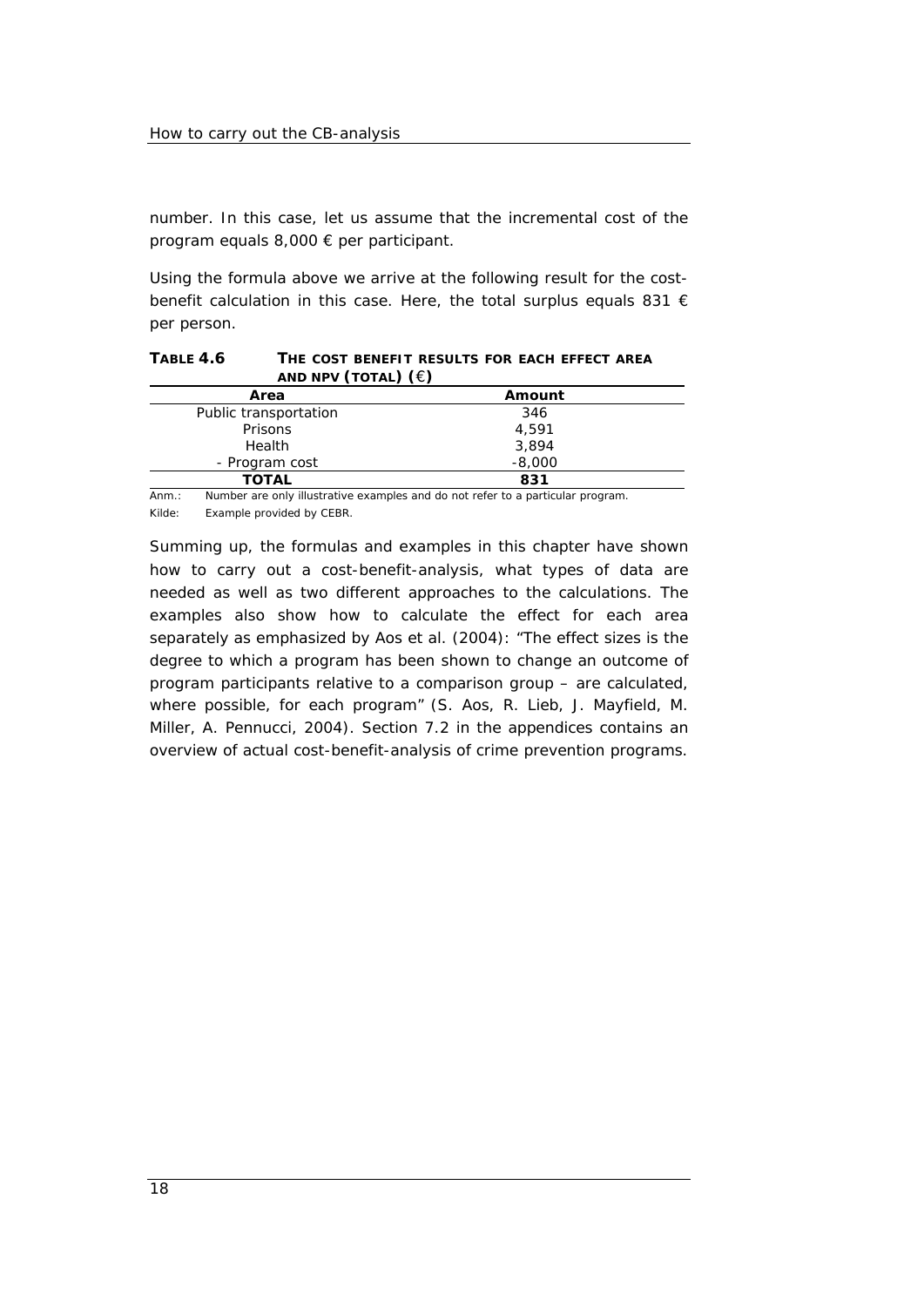number. In this case, let us assume that the incremental cost of the program equals 8,000 € per participant.

Using the formula above we arrive at the following result for the cost-benefit calculation in this case. Here, the total surplus equals 831 € per person.

**TABLE 4.6 THE COST BENEFIT RESULTS FOR EACH EFFECT AREA AND NPV (TOTAL) (€)**

| Area | Amount |
|---|---|
| Public transportation | 346 |
| Prisons | 4,591 |
| Health | 3,894 |
| - Program cost | -8,000 |
| **TOTAL** | **831** |

Anm.: Number are only illustrative examples and do not refer to a particular program.

Kilde: Example provided by CEBR.

Summing up, the formulas and examples in this chapter have shown how to carry out a cost-benefit-analysis, what types of data are needed as well as two different approaches to the calculations. The examples also show how to calculate the effect for each area separately as emphasized by Aos et al. (2004): "The effect sizes is the degree to which a program has been shown to change an outcome of program participants relative to a comparison group – are calculated, where possible, for each program" (S. Aos, R. Lieb, J. Mayfield, M. Miller, A. Pennucci, 2004). Section 7.2 in the appendices contains an overview of actual cost-benefit-analysis of crime prevention programs.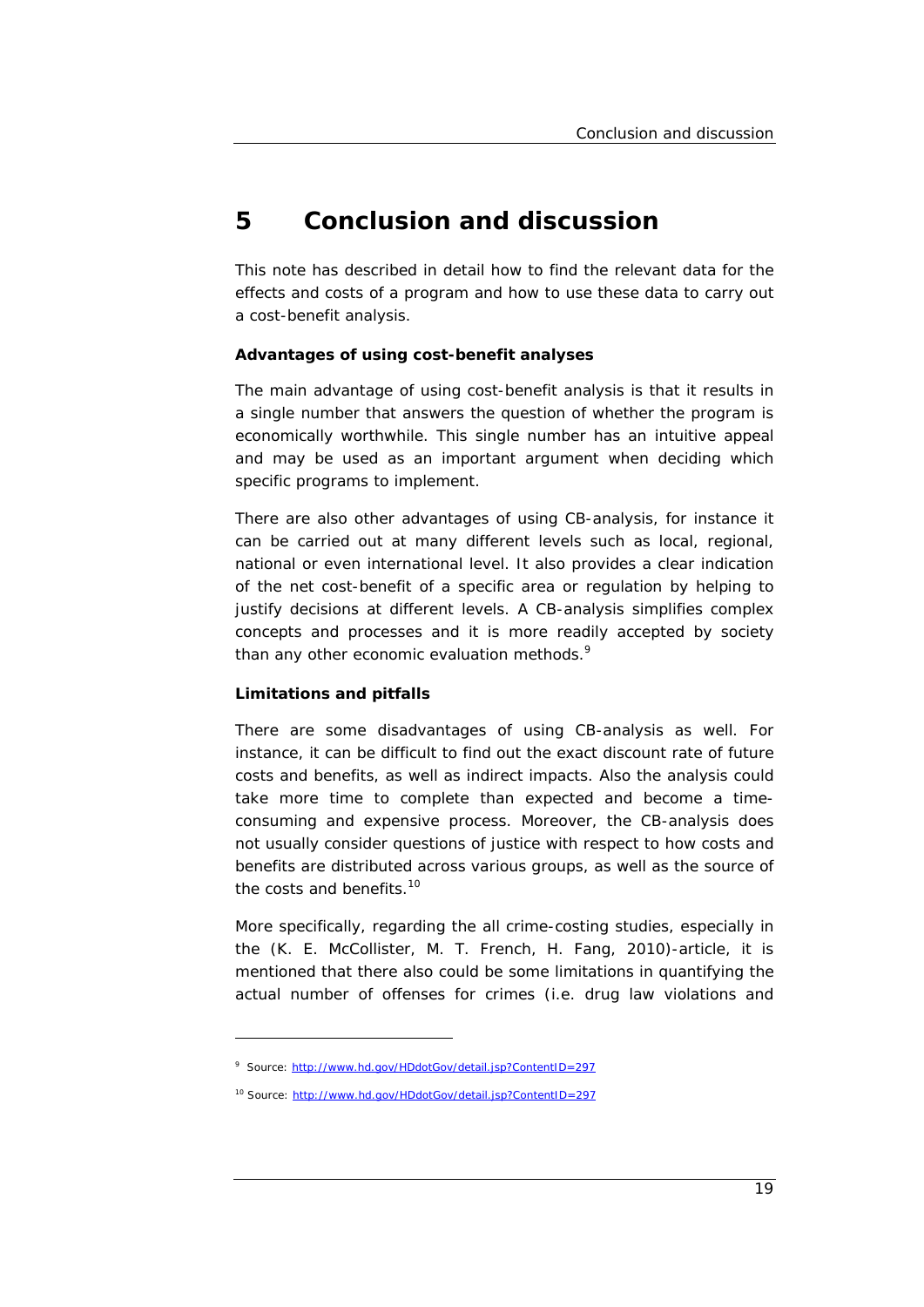# 5 Conclusion and discussion

This note has described in detail how to find the relevant data for the effects and costs of a program and how to use these data to carry out a cost-benefit analysis.

**Advantages of using cost-benefit analyses**

The main advantage of using cost-benefit analysis is that it results in a single number that answers the question of whether the program is economically worthwhile. This single number has an intuitive appeal and may be used as an important argument when deciding which specific programs to implement.

There are also other advantages of using CB-analysis, for instance it can be carried out at many different levels such as local, regional, national or even international level. It also provides a clear indication of the net cost-benefit of a specific area or regulation by helping to justify decisions at different levels. A CB-analysis simplifies complex concepts and processes and it is more readily accepted by society than any other economic evaluation methods.[9]

**Limitations and pitfalls**

There are some disadvantages of using CB-analysis as well. For instance, it can be difficult to find out the exact discount rate of future costs and benefits, as well as indirect impacts. Also the analysis could take more time to complete than expected and become a time-consuming and expensive process. Moreover, the CB-analysis does not usually consider questions of justice with respect to how costs and benefits are distributed across various groups, as well as the source of the costs and benefits.[10]

More specifically, regarding the all crime-costing studies, especially in the (K. E. McCollister, M. T. French, H. Fang, 2010)-article, it is mentioned that there also could be some limitations in quantifying the actual number of offenses for crimes (i.e. drug law violations and

---

[9] Source: http://www.hd.gov/HDdotGov/detail.jsp?ContentID=297

[10] Source: http://www.hd.gov/HDdotGov/detail.jsp?ContentID=297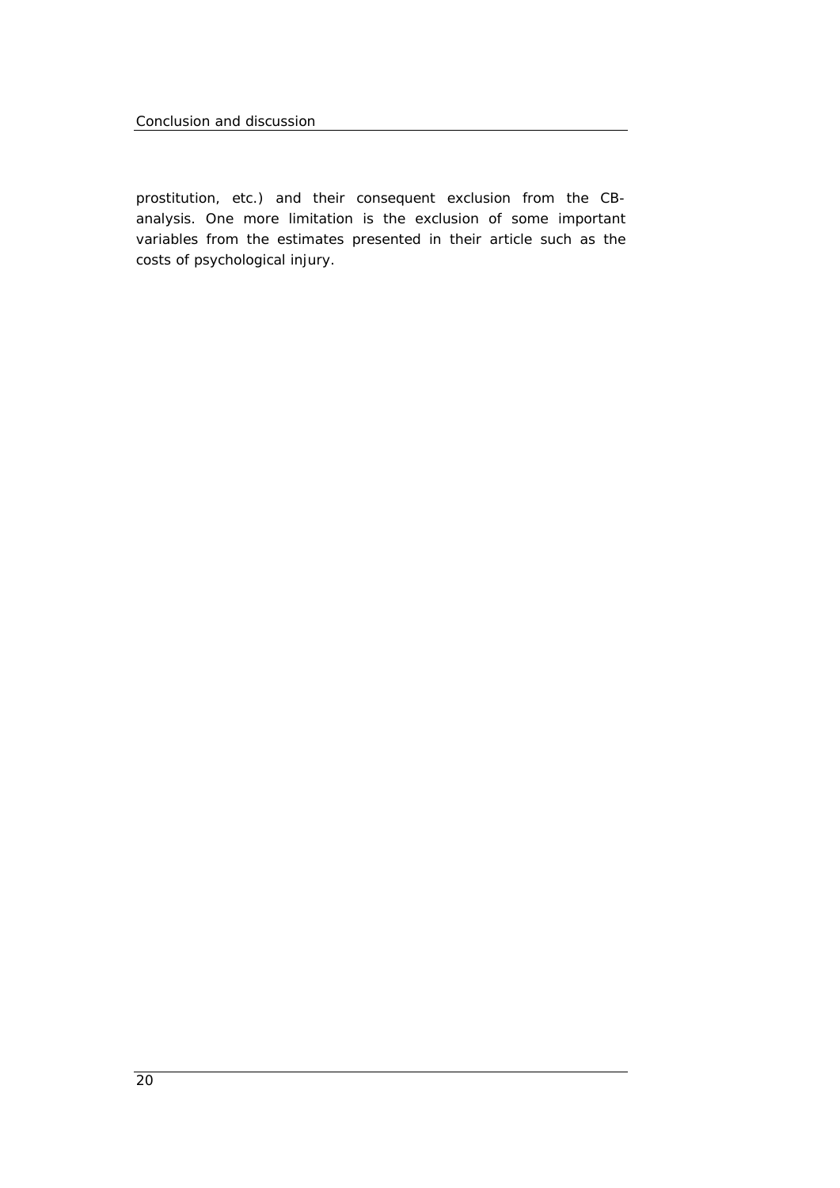prostitution, etc.) and their consequent exclusion from the CB-analysis. One more limitation is the exclusion of some important variables from the estimates presented in their article such as the costs of psychological injury.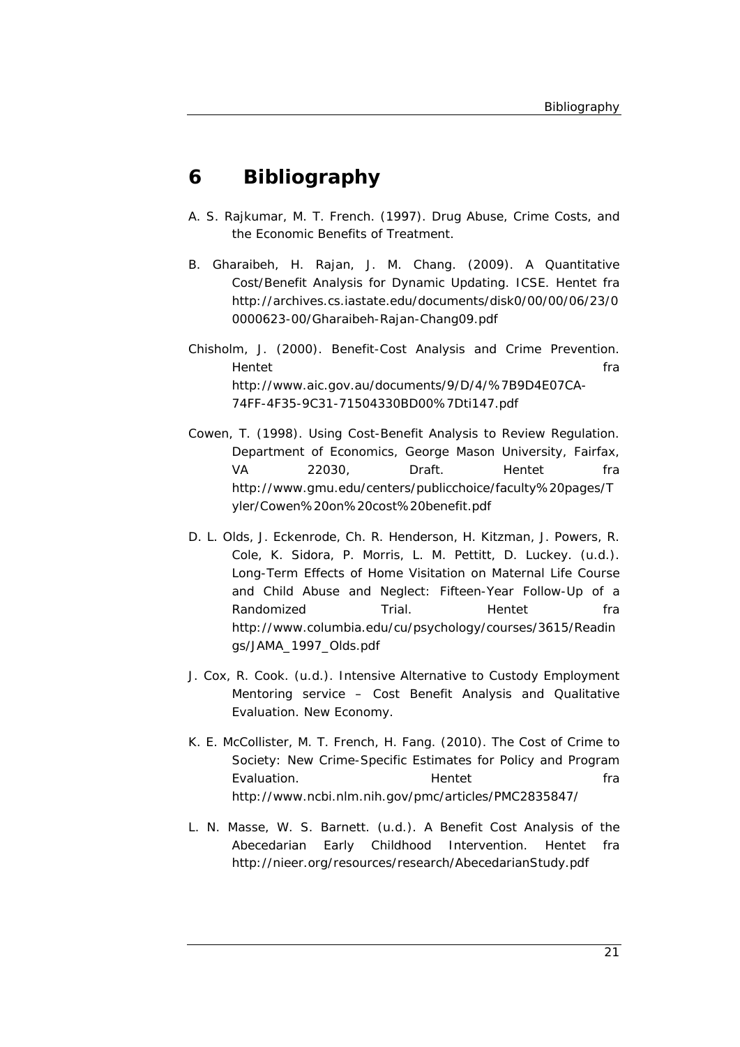# 6 Bibliography

A. S. Rajkumar, M. T. French. (1997). Drug Abuse, Crime Costs, and the Economic Benefits of Treatment.

B. Gharaibeh, H. Rajan, J. M. Chang. (2009). A Quantitative Cost/Benefit Analysis for Dynamic Updating. ICSE. Hentet fra http://archives.cs.iastate.edu/documents/disk0/00/00/06/23/00000623-00/Gharaibeh-Rajan-Chang09.pdf

Chisholm, J. (2000). Benefit-Cost Analysis and Crime Prevention. Hentet fra http://www.aic.gov.au/documents/9/D/4/%7B9D4E07CA-74FF-4F35-9C31-71504330BD00%7Dti147.pdf

Cowen, T. (1998). Using Cost-Benefit Analysis to Review Regulation. Department of Economics, George Mason University, Fairfax, VA 22030, Draft. Hentet fra http://www.gmu.edu/centers/publicchoice/faculty%20pages/Tyler/Cowen%20on%20cost%20benefit.pdf

D. L. Olds, J. Eckenrode, Ch. R. Henderson, H. Kitzman, J. Powers, R. Cole, K. Sidora, P. Morris, L. M. Pettitt, D. Luckey. (u.d.). Long-Term Effects of Home Visitation on Maternal Life Course and Child Abuse and Neglect: Fifteen-Year Follow-Up of a Randomized Trial. Hentet fra http://www.columbia.edu/cu/psychology/courses/3615/Readings/JAMA_1997_Olds.pdf

J. Cox, R. Cook. (u.d.). Intensive Alternative to Custody Employment Mentoring service – Cost Benefit Analysis and Qualitative Evaluation. New Economy.

K. E. McCollister, M. T. French, H. Fang. (2010). The Cost of Crime to Society: New Crime-Specific Estimates for Policy and Program Evaluation. Hentet fra http://www.ncbi.nlm.nih.gov/pmc/articles/PMC2835847/

L. N. Masse, W. S. Barnett. (u.d.). A Benefit Cost Analysis of the Abecedarian Early Childhood Intervention. Hentet fra http://nieer.org/resources/research/AbecedarianStudy.pdf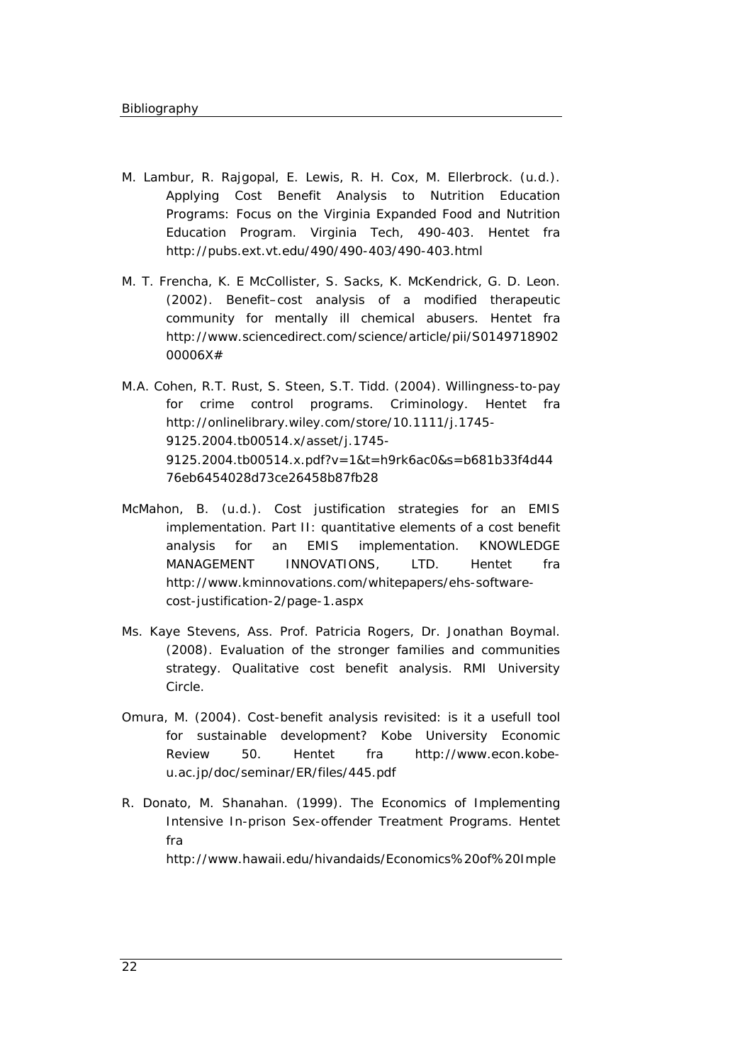M. Lambur, R. Rajgopal, E. Lewis, R. H. Cox, M. Ellerbrock. (u.d.). Applying Cost Benefit Analysis to Nutrition Education Programs: Focus on the Virginia Expanded Food and Nutrition Education Program. Virginia Tech, 490-403. Hentet fra http://pubs.ext.vt.edu/490/490-403/490-403.html

M. T. Frencha, K. E McCollister, S. Sacks, K. McKendrick, G. D. Leon. (2002). Benefit–cost analysis of a modified therapeutic community for mentally ill chemical abusers. Hentet fra http://www.sciencedirect.com/science/article/pii/S014971890200006X#

M.A. Cohen, R.T. Rust, S. Steen, S.T. Tidd. (2004). Willingness-to-pay for crime control programs. Criminology. Hentet fra http://onlinelibrary.wiley.com/store/10.1111/j.1745-9125.2004.tb00514.x/asset/j.1745-9125.2004.tb00514.x.pdf?v=1&t=h9rk6ac0&s=b681b33f4d4476eb6454028d73ce26458b87fb28

McMahon, B. (u.d.). Cost justification strategies for an EMIS implementation. Part II: quantitative elements of a cost benefit analysis for an EMIS implementation. KNOWLEDGE MANAGEMENT INNOVATIONS, LTD. Hentet fra http://www.kminnovations.com/whitepapers/ehs-software-cost-justification-2/page-1.aspx

Ms. Kaye Stevens, Ass. Prof. Patricia Rogers, Dr. Jonathan Boymal. (2008). Evaluation of the stronger families and communities strategy. Qualitative cost benefit analysis. RMI University Circle.

Omura, M. (2004). Cost-benefit analysis revisited: is it a usefull tool for sustainable development? Kobe University Economic Review 50. Hentet fra http://www.econ.kobe-u.ac.jp/doc/seminar/ER/files/445.pdf

R. Donato, M. Shanahan. (1999). The Economics of Implementing Intensive In-prison Sex-offender Treatment Programs. Hentet fra http://www.hawaii.edu/hivandaids/Economics%20of%20Imple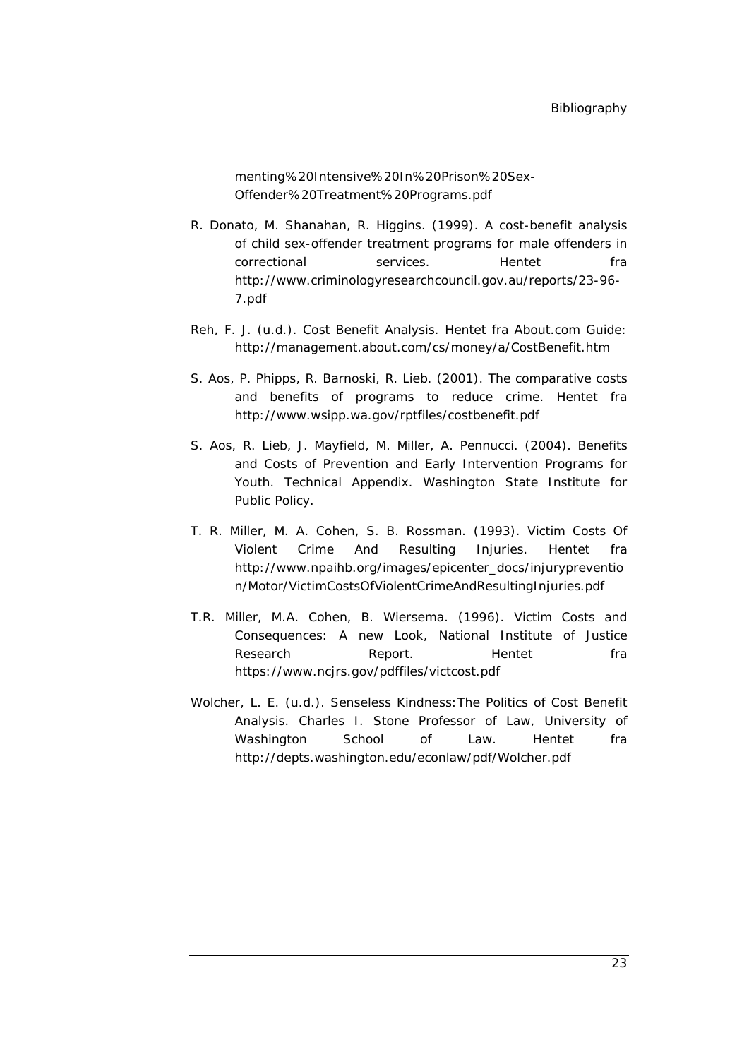menting%20Intensive%20In%20Prison%20Sex-Offender%20Treatment%20Programs.pdf

R. Donato, M. Shanahan, R. Higgins. (1999). A cost-benefit analysis of child sex-offender treatment programs for male offenders in correctional services. Hentet fra http://www.criminologyresearchcouncil.gov.au/reports/23-96-7.pdf

Reh, F. J. (u.d.). Cost Benefit Analysis. Hentet fra About.com Guide: http://management.about.com/cs/money/a/CostBenefit.htm

S. Aos, P. Phipps, R. Barnoski, R. Lieb. (2001). The comparative costs and benefits of programs to reduce crime. Hentet fra http://www.wsipp.wa.gov/rptfiles/costbenefit.pdf

S. Aos, R. Lieb, J. Mayfield, M. Miller, A. Pennucci. (2004). Benefits and Costs of Prevention and Early Intervention Programs for Youth. Technical Appendix. Washington State Institute for Public Policy.

T. R. Miller, M. A. Cohen, S. B. Rossman. (1993). Victim Costs Of Violent Crime And Resulting Injuries. Hentet fra http://www.npaihb.org/images/epicenter_docs/injuryprevention/Motor/VictimCostsOfViolentCrimeAndResultingInjuries.pdf

T.R. Miller, M.A. Cohen, B. Wiersema. (1996). Victim Costs and Consequences: A new Look, National Institute of Justice Research Report. Hentet fra https://www.ncjrs.gov/pdffiles/victcost.pdf

Wolcher, L. E. (u.d.). Senseless Kindness:The Politics of Cost Benefit Analysis. Charles I. Stone Professor of Law, University of Washington School of Law. Hentet fra http://depts.washington.edu/econlaw/pdf/Wolcher.pdf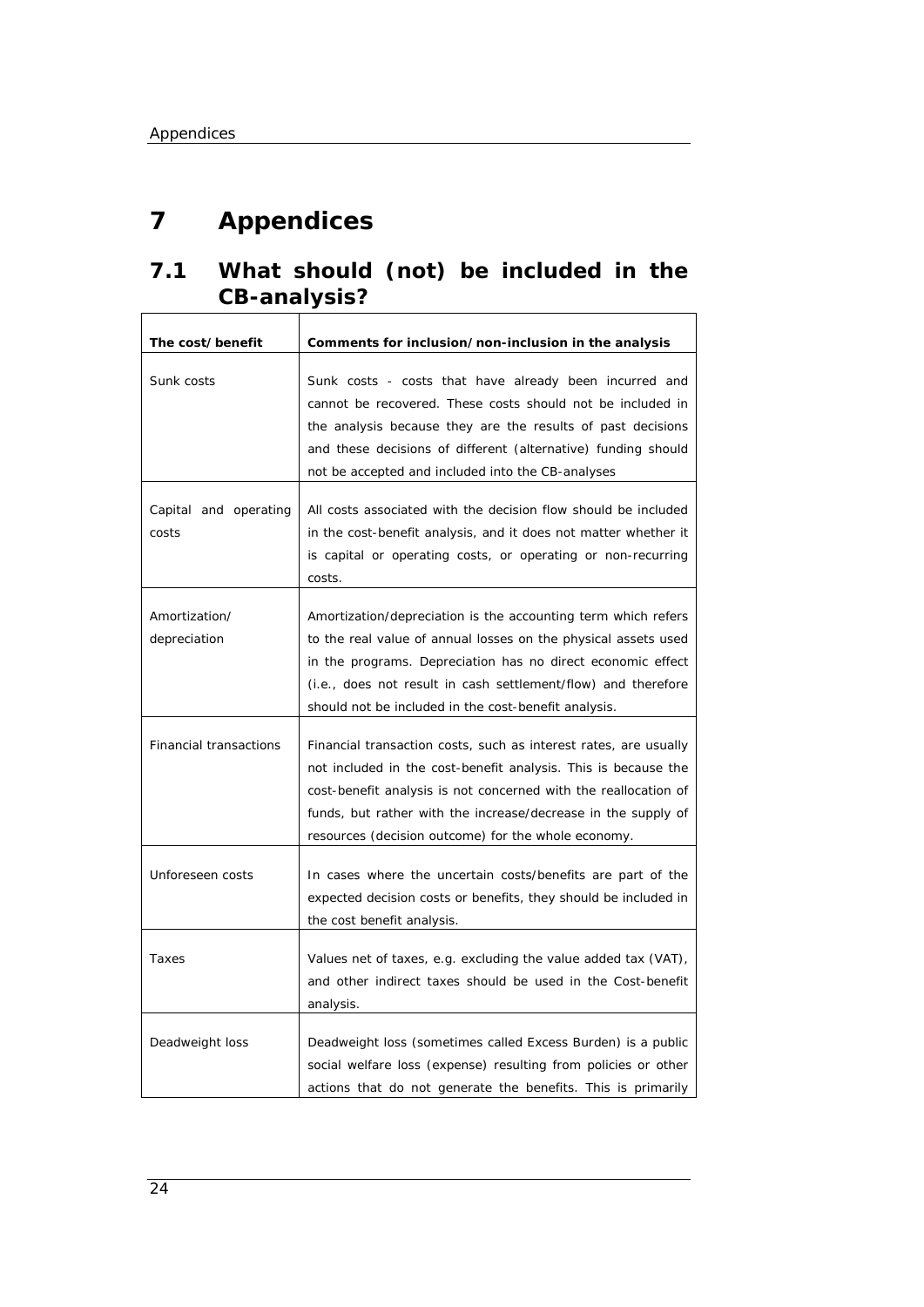# 7 Appendices

## 7.1 What should (not) be included in the CB-analysis?

| The cost/benefit | Comments for inclusion/non-inclusion in the analysis |
|---|---|
| Sunk costs | Sunk costs - costs that have already been incurred and cannot be recovered. These costs should not be included in the analysis because they are the results of past decisions and these decisions of different (alternative) funding should not be accepted and included into the CB-analyses |
| Capital and operating costs | All costs associated with the decision flow should be included in the cost-benefit analysis, and it does not matter whether it is capital or operating costs, or operating or non-recurring costs. |
| Amortization/ depreciation | Amortization/depreciation is the accounting term which refers to the real value of annual losses on the physical assets used in the programs. Depreciation has no direct economic effect (i.e., does not result in cash settlement/flow) and therefore should not be included in the cost-benefit analysis. |
| Financial transactions | Financial transaction costs, such as interest rates, are usually not included in the cost-benefit analysis. This is because the cost-benefit analysis is not concerned with the reallocation of funds, but rather with the increase/decrease in the supply of resources (decision outcome) for the whole economy. |
| Unforeseen costs | In cases where the uncertain costs/benefits are part of the expected decision costs or benefits, they should be included in the cost benefit analysis. |
| Taxes | Values net of taxes, e.g. excluding the value added tax (VAT), and other indirect taxes should be used in the Cost-benefit analysis. |
| Deadweight loss | Deadweight loss (sometimes called Excess Burden) is a public social welfare loss (expense) resulting from policies or other actions that do not generate the benefits. This is primarily |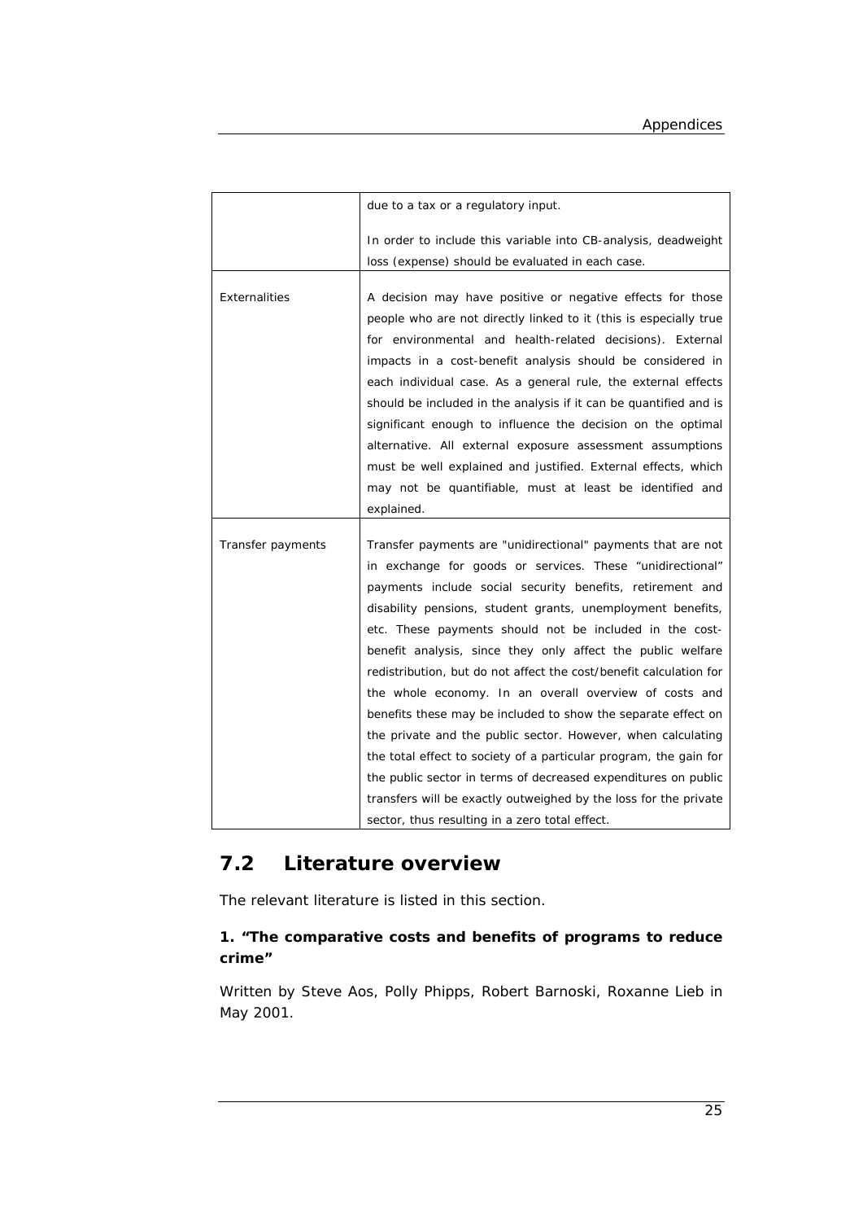| | |
|---|---|
| | due to a tax or a regulatory input.<br><br>In order to include this variable into CB-analysis, deadweight loss (expense) should be evaluated in each case. |
| Externalities | A decision may have positive or negative effects for those people who are not directly linked to it (this is especially true for environmental and health-related decisions). External impacts in a cost-benefit analysis should be considered in each individual case. As a general rule, the external effects should be included in the analysis if it can be quantified and is significant enough to influence the decision on the optimal alternative. All external exposure assessment assumptions must be well explained and justified. External effects, which may not be quantifiable, must at least be identified and explained. |
| Transfer payments | Transfer payments are "unidirectional" payments that are not in exchange for goods or services. These "unidirectional" payments include social security benefits, retirement and disability pensions, student grants, unemployment benefits, etc. These payments should not be included in the cost-benefit analysis, since they only affect the public welfare redistribution, but do not affect the cost/benefit calculation for the whole economy. In an overall overview of costs and benefits these may be included to show the separate effect on the private and the public sector. However, when calculating the total effect to society of a particular program, the gain for the public sector in terms of decreased expenditures on public transfers will be exactly outweighed by the loss for the private sector, thus resulting in a zero total effect. |

## 7.2 Literature overview

The relevant literature is listed in this section.

**1. "The comparative costs and benefits of programs to reduce crime"**

Written by Steve Aos, Polly Phipps, Robert Barnoski, Roxanne Lieb in May 2001.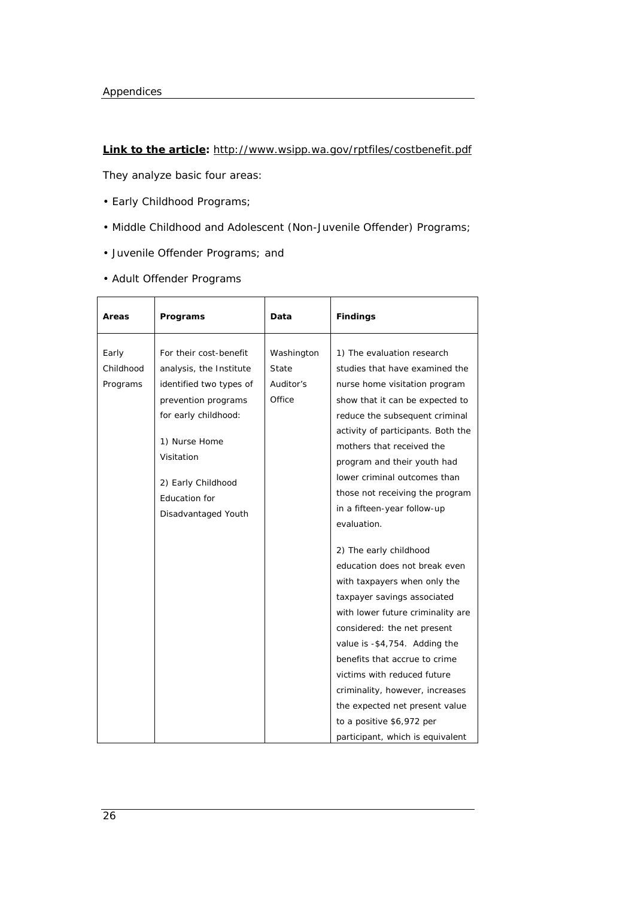**Link to the article:** http://www.wsipp.wa.gov/rptfiles/costbenefit.pdf

They analyze basic four areas:

- Early Childhood Programs;
- Middle Childhood and Adolescent (Non-Juvenile Offender) Programs;
- Juvenile Offender Programs; and
- Adult Offender Programs

| Areas | Programs | Data | Findings |
|---|---|---|---|
| Early Childhood Programs | For their cost-benefit analysis, the Institute identified two types of prevention programs for early childhood:<br><br>1) Nurse Home Visitation<br><br>2) Early Childhood Education for Disadvantaged Youth | Washington State Auditor's Office | 1) The evaluation research studies that have examined the nurse home visitation program show that it can be expected to reduce the subsequent criminal activity of participants. Both the mothers that received the program and their youth had lower criminal outcomes than those not receiving the program in a fifteen-year follow-up evaluation.<br><br>2) The early childhood education does not break even with taxpayers when only the taxpayer savings associated with lower future criminality are considered: the net present value is -$4,754. Adding the benefits that accrue to crime victims with reduced future criminality, however, increases the expected net present value to a positive $6,972 per participant, which is equivalent |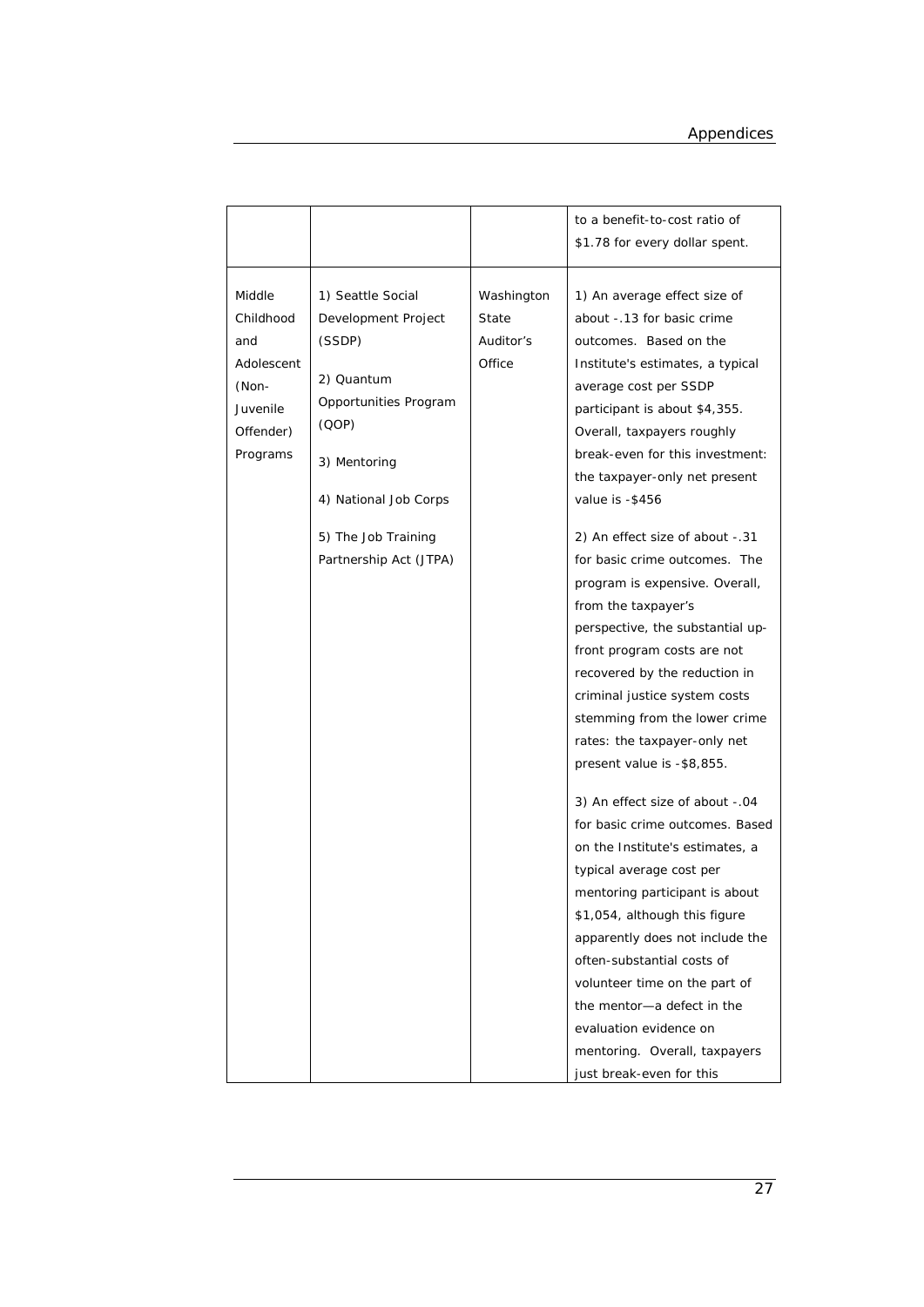| | | | |
|---|---|---|---|
| | | | to a benefit-to-cost ratio of $1.78 for every dollar spent. |
| Middle Childhood and Adolescent (Non-Juvenile Offender) Programs | 1) Seattle Social Development Project (SSDP)<br><br>2) Quantum Opportunities Program (QOP)<br><br>3) Mentoring<br><br>4) National Job Corps<br><br>5) The Job Training Partnership Act (JTPA) | Washington State Auditor's Office | 1) An average effect size of about -.13 for basic crime outcomes. Based on the Institute's estimates, a typical average cost per SSDP participant is about $4,355. Overall, taxpayers roughly break-even for this investment: the taxpayer-only net present value is -$456<br><br>2) An effect size of about -.31 for basic crime outcomes. The program is expensive. Overall, from the taxpayer's perspective, the substantial up-front program costs are not recovered by the reduction in criminal justice system costs stemming from the lower crime rates: the taxpayer-only net present value is -$8,855.<br><br>3) An effect size of about -.04 for basic crime outcomes. Based on the Institute's estimates, a typical average cost per mentoring participant is about $1,054, although this figure apparently does not include the often-substantial costs of volunteer time on the part of the mentor—a defect in the evaluation evidence on mentoring. Overall, taxpayers just break-even for this |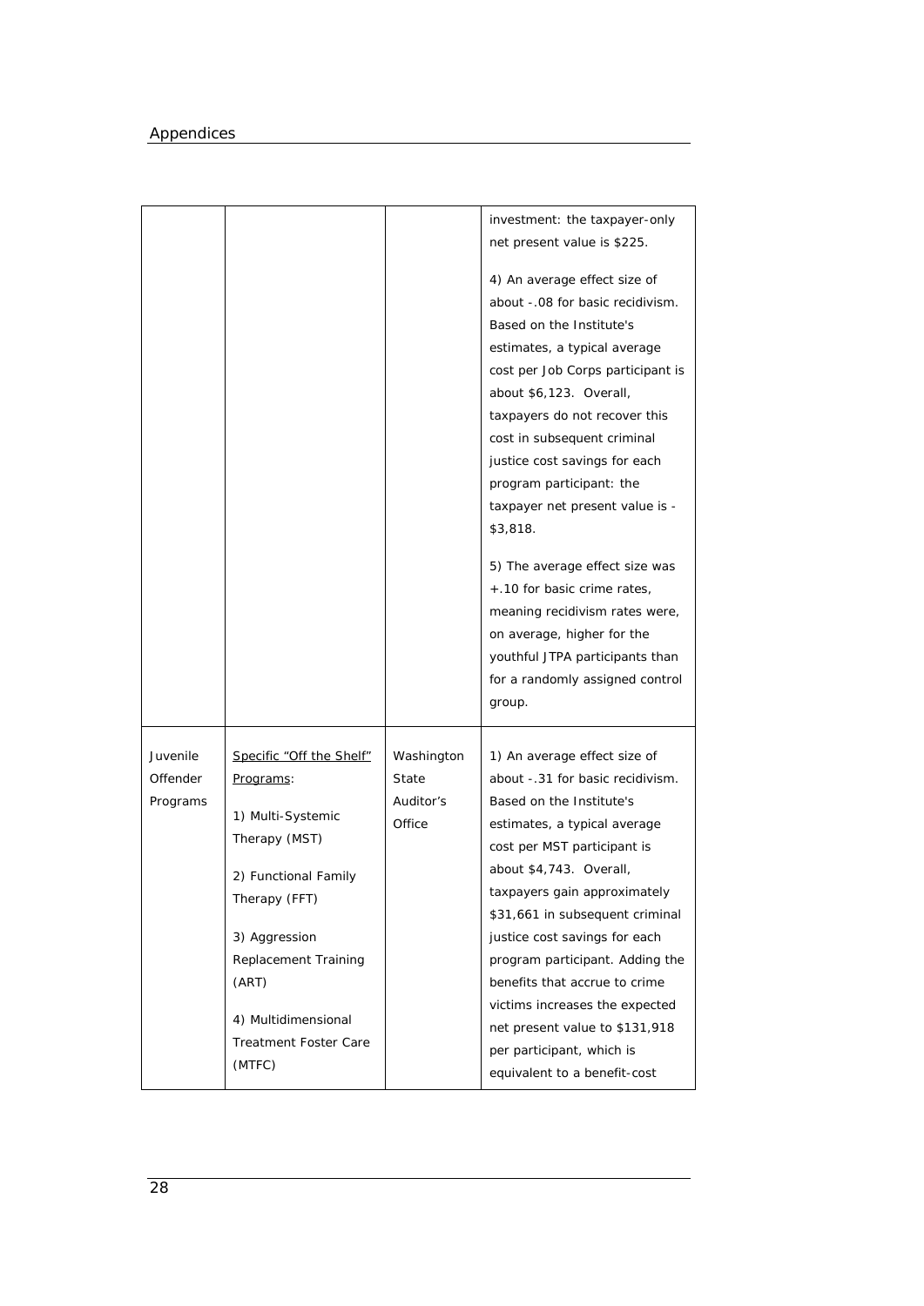| | | | |
|---|---|---|---|
| | | | investment: the taxpayer-only net present value is $225.<br><br>4) An average effect size of about -.08 for basic recidivism. Based on the Institute's estimates, a typical average cost per Job Corps participant is about $6,123. Overall, taxpayers do not recover this cost in subsequent criminal justice cost savings for each program participant: the taxpayer net present value is -$3,818.<br><br>5) The average effect size was +.10 for basic crime rates, meaning recidivism rates were, on average, higher for the youthful JTPA participants than for a randomly assigned control group. |
| Juvenile Offender Programs | <u>Specific "Off the Shelf" Programs</u>:<br><br>1) Multi-Systemic Therapy (MST)<br><br>2) Functional Family Therapy (FFT)<br><br>3) Aggression Replacement Training (ART)<br><br>4) Multidimensional Treatment Foster Care (MTFC) | Washington State Auditor's Office | 1) An average effect size of about -.31 for basic recidivism. Based on the Institute's estimates, a typical average cost per MST participant is about $4,743. Overall, taxpayers gain approximately $31,661 in subsequent criminal justice cost savings for each program participant. Adding the benefits that accrue to crime victims increases the expected net present value to $131,918 per participant, which is equivalent to a benefit-cost |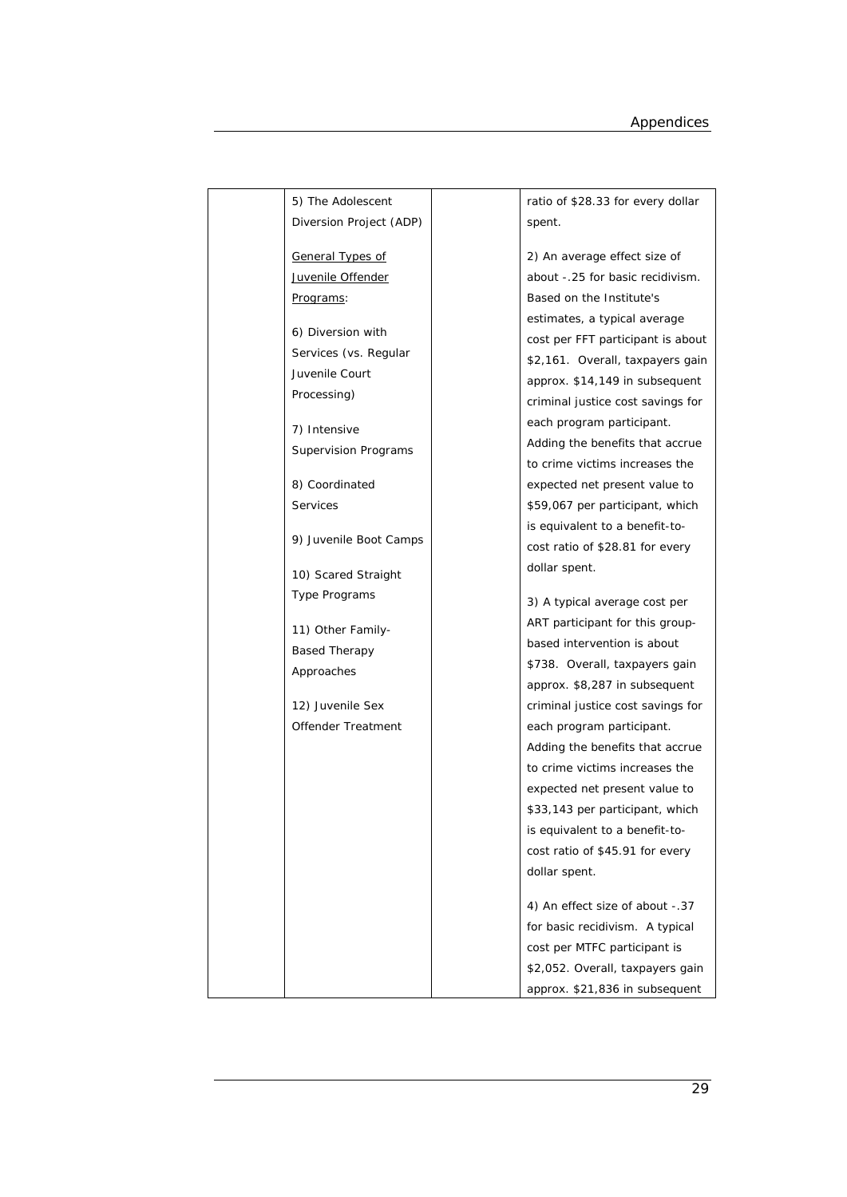| | | | |
|---|---|---|---|
| | 5) The Adolescent Diversion Project (ADP)<br><br><u>General Types of Juvenile Offender Programs</u>:<br><br>6) Diversion with Services (vs. Regular Juvenile Court Processing)<br><br>7) Intensive Supervision Programs<br><br>8) Coordinated Services<br><br>9) Juvenile Boot Camps<br><br>10) Scared Straight Type Programs<br><br>11) Other Family-Based Therapy Approaches<br><br>12) Juvenile Sex Offender Treatment | | ratio of $28.33 for every dollar spent.<br><br>2) An average effect size of about -.25 for basic recidivism. Based on the Institute's estimates, a typical average cost per FFT participant is about $2,161. Overall, taxpayers gain approx. $14,149 in subsequent criminal justice cost savings for each program participant. Adding the benefits that accrue to crime victims increases the expected net present value to $59,067 per participant, which is equivalent to a benefit-to-cost ratio of $28.81 for every dollar spent.<br><br>3) A typical average cost per ART participant for this group-based intervention is about $738. Overall, taxpayers gain approx. $8,287 in subsequent criminal justice cost savings for each program participant. Adding the benefits that accrue to crime victims increases the expected net present value to $33,143 per participant, which is equivalent to a benefit-to-cost ratio of $45.91 for every dollar spent.<br><br>4) An effect size of about -.37 for basic recidivism. A typical cost per MTFC participant is $2,052. Overall, taxpayers gain approx. $21,836 in subsequent |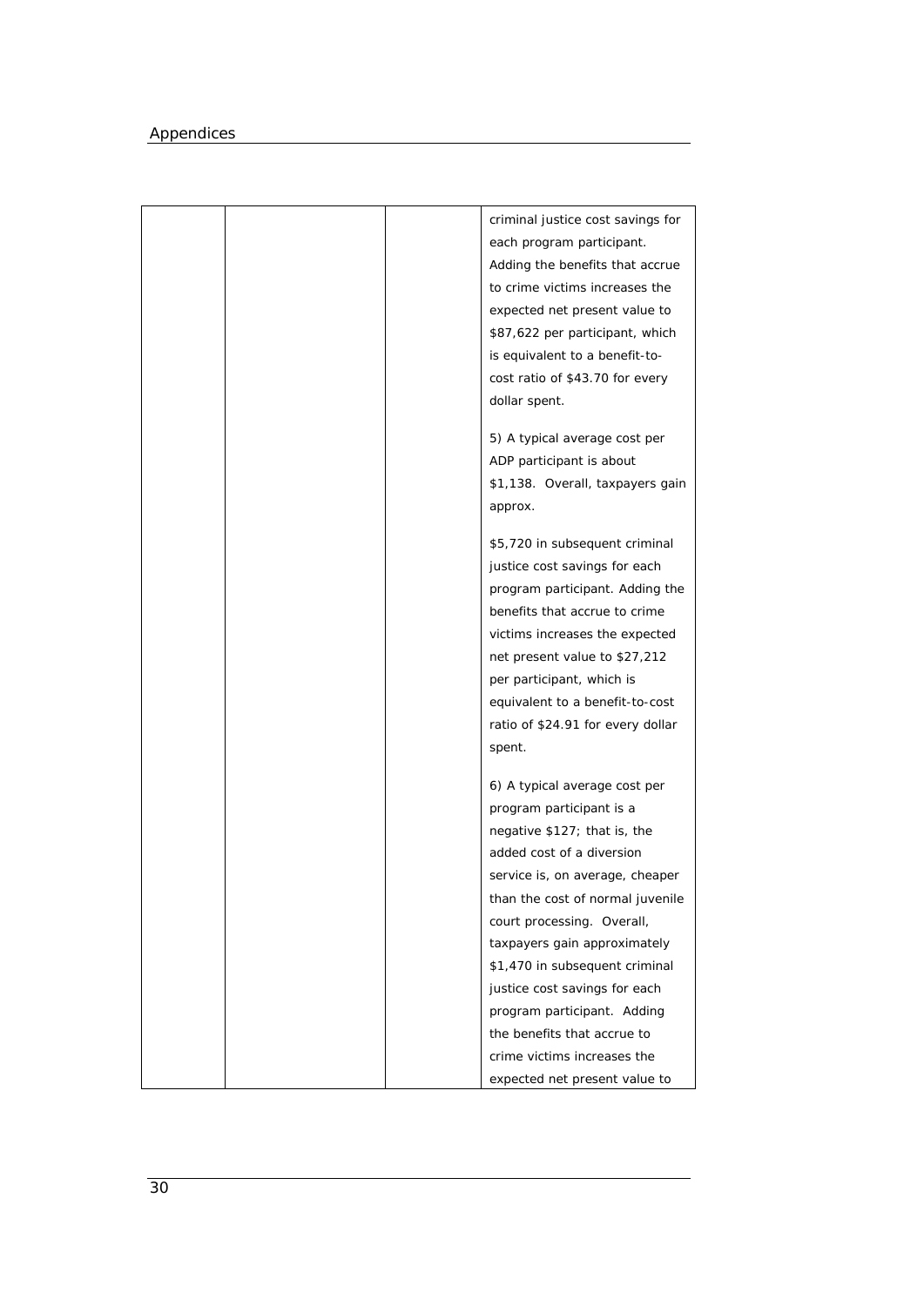|  |  |  | criminal justice cost savings for each program participant. Adding the benefits that accrue to crime victims increases the expected net present value to $87,622 per participant, which is equivalent to a benefit-to-cost ratio of $43.70 for every dollar spent.<br><br>5) A typical average cost per ADP participant is about $1,138. Overall, taxpayers gain approx.<br><br>$5,720 in subsequent criminal justice cost savings for each program participant. Adding the benefits that accrue to crime victims increases the expected net present value to $27,212 per participant, which is equivalent to a benefit-to-cost ratio of $24.91 for every dollar spent.<br><br>6) A typical average cost per program participant is a negative $127; that is, the added cost of a diversion service is, on average, cheaper than the cost of normal juvenile court processing. Overall, taxpayers gain approximately $1,470 in subsequent criminal justice cost savings for each program participant. Adding the benefits that accrue to crime victims increases the expected net present value to |
|---|---|---|---|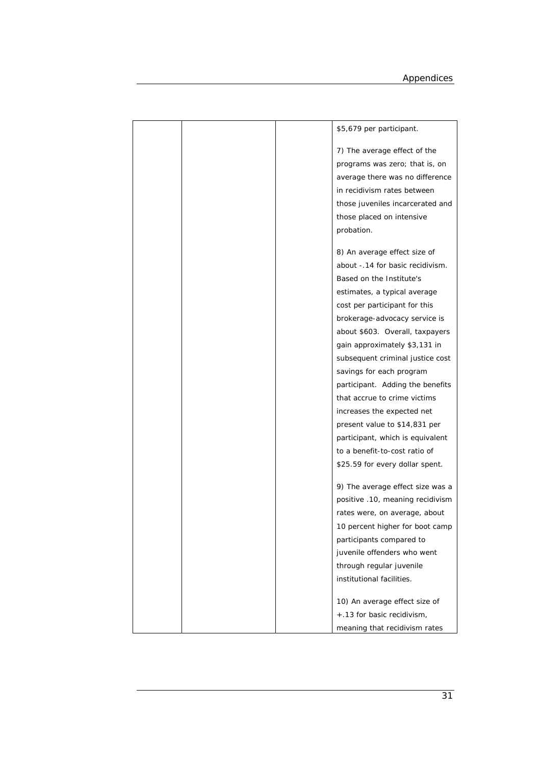| | | | |
|---|---|---|---|
| | | | \$5,679 per participant.<br><br>7) The average effect of the programs was zero; that is, on average there was no difference in recidivism rates between those juveniles incarcerated and those placed on intensive probation.<br><br>8) An average effect size of about -.14 for basic recidivism. Based on the Institute's estimates, a typical average cost per participant for this brokerage-advocacy service is about \$603. Overall, taxpayers gain approximately \$3,131 in subsequent criminal justice cost savings for each program participant. Adding the benefits that accrue to crime victims increases the expected net present value to \$14,831 per participant, which is equivalent to a benefit-to-cost ratio of \$25.59 for every dollar spent.<br><br>9) The average effect size was a positive .10, meaning recidivism rates were, on average, about 10 percent higher for boot camp participants compared to juvenile offenders who went through regular juvenile institutional facilities.<br><br>10) An average effect size of +.13 for basic recidivism, meaning that recidivism rates |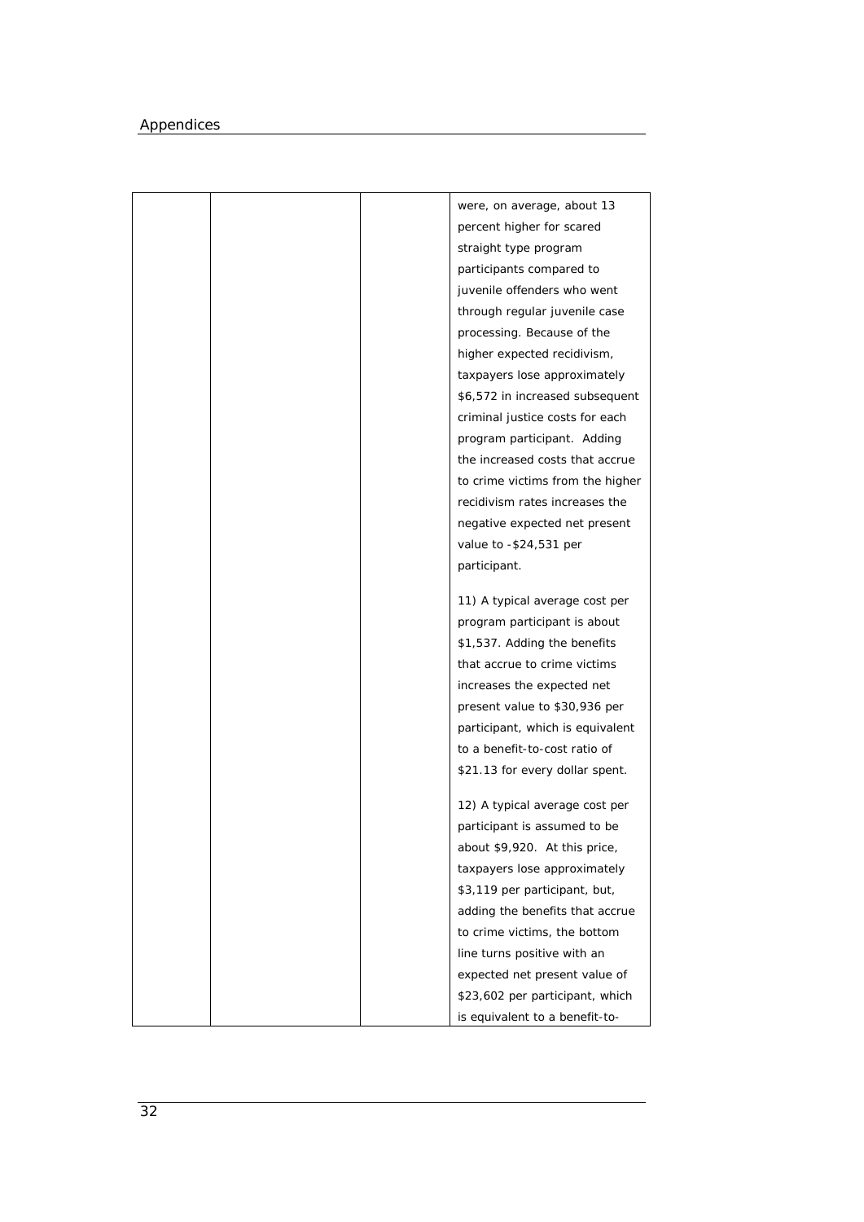| | | | |
|---|---|---|---|
| | | | were, on average, about 13 percent higher for scared straight type program participants compared to juvenile offenders who went through regular juvenile case processing. Because of the higher expected recidivism, taxpayers lose approximately $6,572 in increased subsequent criminal justice costs for each program participant. Adding the increased costs that accrue to crime victims from the higher recidivism rates increases the negative expected net present value to -$24,531 per participant.<br><br>11) A typical average cost per program participant is about $1,537. Adding the benefits that accrue to crime victims increases the expected net present value to $30,936 per participant, which is equivalent to a benefit-to-cost ratio of $21.13 for every dollar spent.<br><br>12) A typical average cost per participant is assumed to be about $9,920. At this price, taxpayers lose approximately $3,119 per participant, but, adding the benefits that accrue to crime victims, the bottom line turns positive with an expected net present value of $23,602 per participant, which is equivalent to a benefit-to- |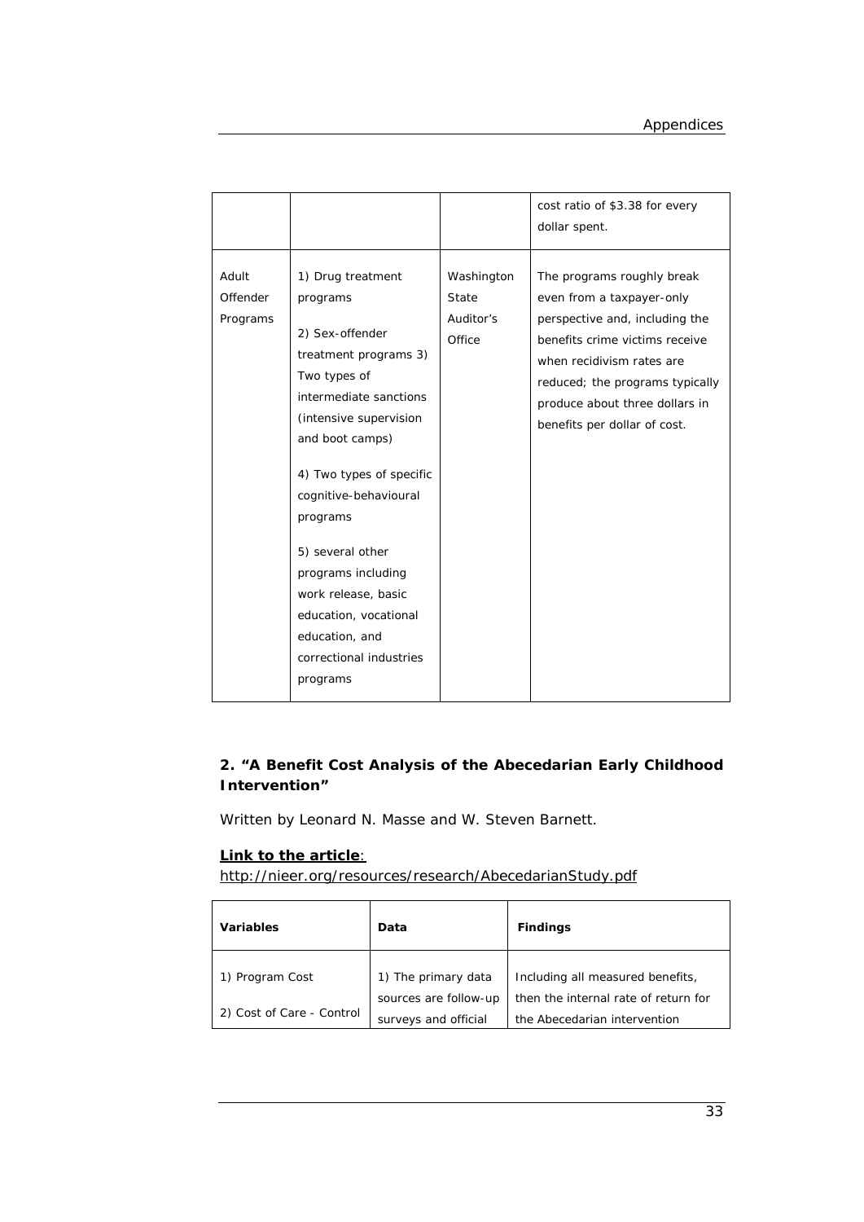| | | | |
|---|---|---|---|
| | | | cost ratio of $3.38 for every dollar spent. |
| Adult Offender Programs | 1) Drug treatment programs<br><br>2) Sex-offender treatment programs 3) Two types of intermediate sanctions (intensive supervision and boot camps)<br><br>4) Two types of specific cognitive-behavioural programs<br><br>5) several other programs including work release, basic education, vocational education, and correctional industries programs | Washington State Auditor's Office | The programs roughly break even from a taxpayer-only perspective and, including the benefits crime victims receive when recidivism rates are reduced; the programs typically produce about three dollars in benefits per dollar of cost. |

### 2. "A Benefit Cost Analysis of the Abecedarian Early Childhood Intervention"

Written by Leonard N. Masse and W. Steven Barnett.

**Link to the article**:
http://nieer.org/resources/research/AbecedarianStudy.pdf

| Variables | Data | Findings |
|---|---|---|
| 1) Program Cost<br><br>2) Cost of Care - Control | 1) The primary data sources are follow-up surveys and official | Including all measured benefits, then the internal rate of return for the Abecedarian intervention |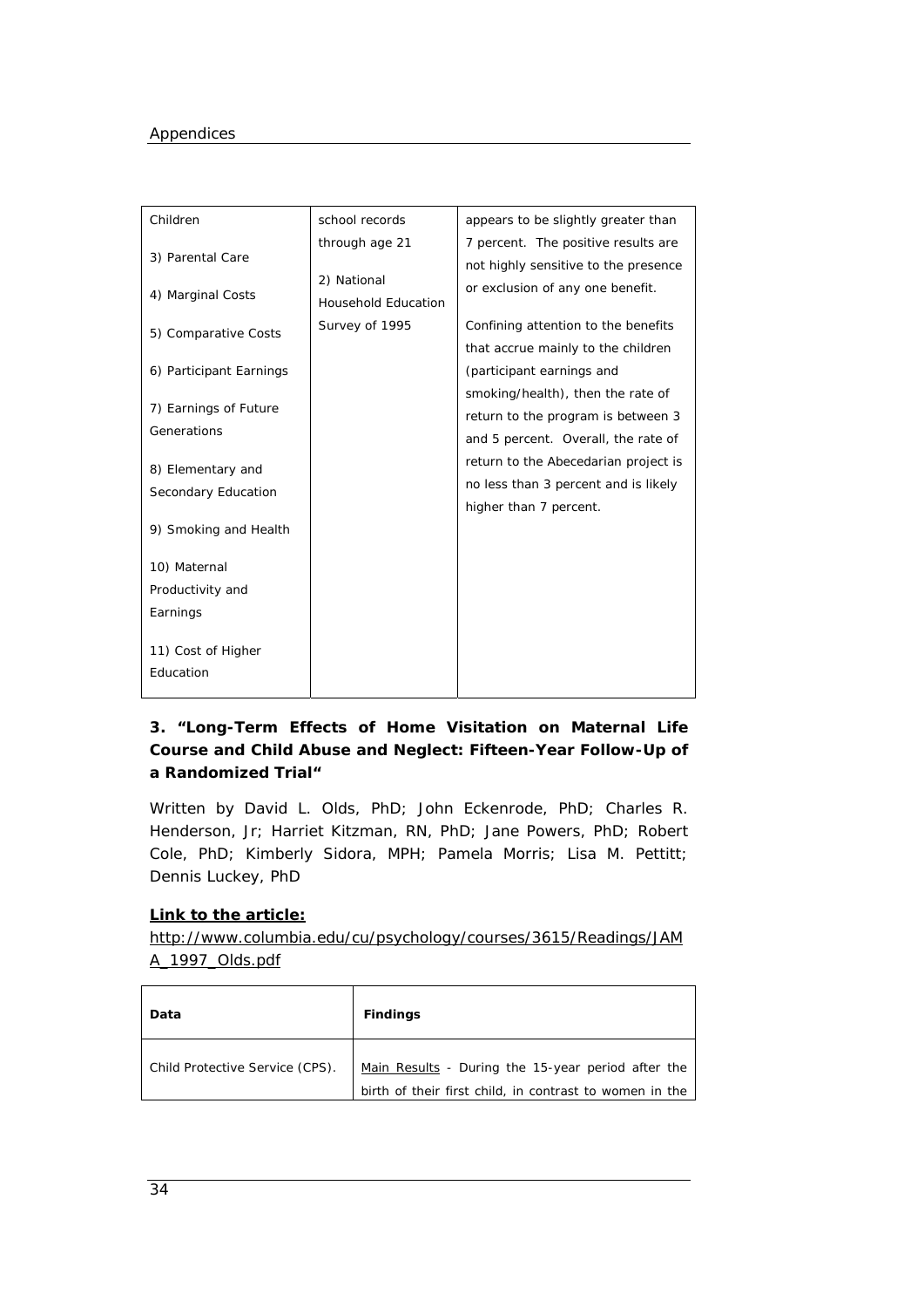| | | |
|---|---|---|
| Children<br><br>3) Parental Care<br><br>4) Marginal Costs<br><br>5) Comparative Costs<br><br>6) Participant Earnings<br><br>7) Earnings of Future Generations<br><br>8) Elementary and Secondary Education<br><br>9) Smoking and Health<br><br>10) Maternal Productivity and Earnings<br><br>11) Cost of Higher Education | school records through age 21<br><br>2) National Household Education Survey of 1995 | appears to be slightly greater than 7 percent. The positive results are not highly sensitive to the presence or exclusion of any one benefit.<br><br>Confining attention to the benefits that accrue mainly to the children (participant earnings and smoking/health), then the rate of return to the program is between 3 and 5 percent. Overall, the rate of return to the Abecedarian project is no less than 3 percent and is likely higher than 7 percent. |

**3. "Long-Term Effects of Home Visitation on Maternal Life Course and Child Abuse and Neglect: Fifteen-Year Follow-Up of a Randomized Trial"**

Written by David L. Olds, PhD; John Eckenrode, PhD; Charles R. Henderson, Jr; Harriet Kitzman, RN, PhD; Jane Powers, PhD; Robert Cole, PhD; Kimberly Sidora, MPH; Pamela Morris; Lisa M. Pettitt; Dennis Luckey, PhD

**Link to the article:**
http://www.columbia.edu/cu/psychology/courses/3615/Readings/JAMA_1997_Olds.pdf

| **Data** | **Findings** |
|---|---|
| Child Protective Service (CPS). | Main Results - During the 15-year period after the birth of their first child, in contrast to women in the |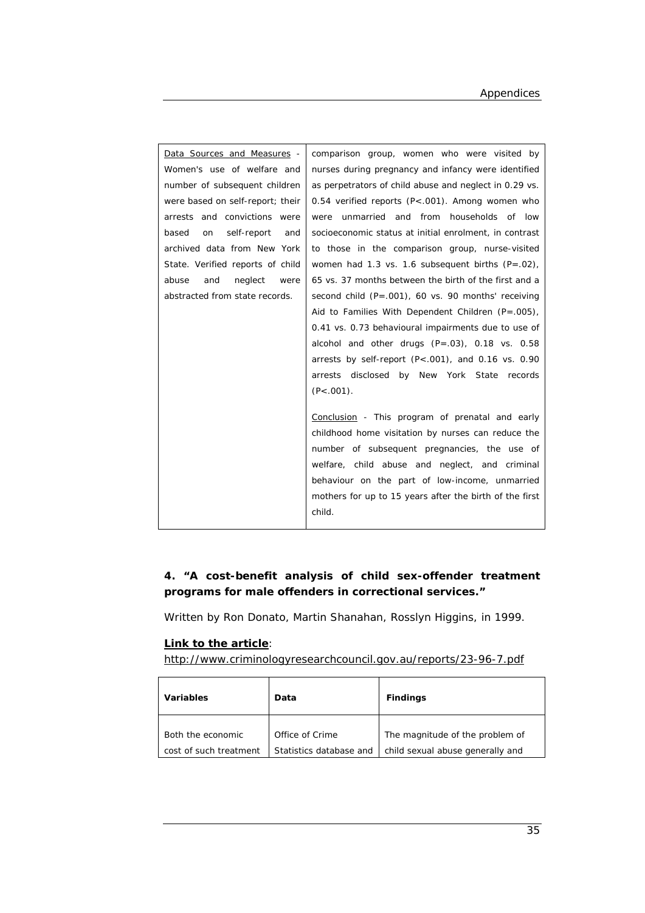| | |
|---|---|
| Data Sources and Measures - Women's use of welfare and number of subsequent children were based on self-report; their arrests and convictions were based on self-report and archived data from New York State. Verified reports of child abuse and neglect were abstracted from state records. | comparison group, women who were visited by nurses during pregnancy and infancy were identified as perpetrators of child abuse and neglect in 0.29 vs. 0.54 verified reports ($P<.001$). Among women who were unmarried and from households of low socioeconomic status at initial enrolment, in contrast to those in the comparison group, nurse-visited women had 1.3 vs. 1.6 subsequent births ($P=.02$), 65 vs. 37 months between the birth of the first and a second child ($P=.001$), 60 vs. 90 months' receiving Aid to Families With Dependent Children ($P=.005$), 0.41 vs. 0.73 behavioural impairments due to use of alcohol and other drugs ($P=.03$), 0.18 vs. 0.58 arrests by self-report ($P<.001$), and 0.16 vs. 0.90 arrests disclosed by New York State records ($P<.001$).<br><br>Conclusion - This program of prenatal and early childhood home visitation by nurses can reduce the number of subsequent pregnancies, the use of welfare, child abuse and neglect, and criminal behaviour on the part of low-income, unmarried mothers for up to 15 years after the birth of the first child. |

### 4. "A cost-benefit analysis of child sex-offender treatment programs for male offenders in correctional services."

Written by Ron Donato, Martin Shanahan, Rosslyn Higgins, in 1999.

**Link to the article**:
http://www.criminologyresearchcouncil.gov.au/reports/23-96-7.pdf

| **Variables** | **Data** | **Findings** |
|---|---|---|
| Both the economic cost of such treatment | Office of Crime Statistics database and | The magnitude of the problem of child sexual abuse generally and |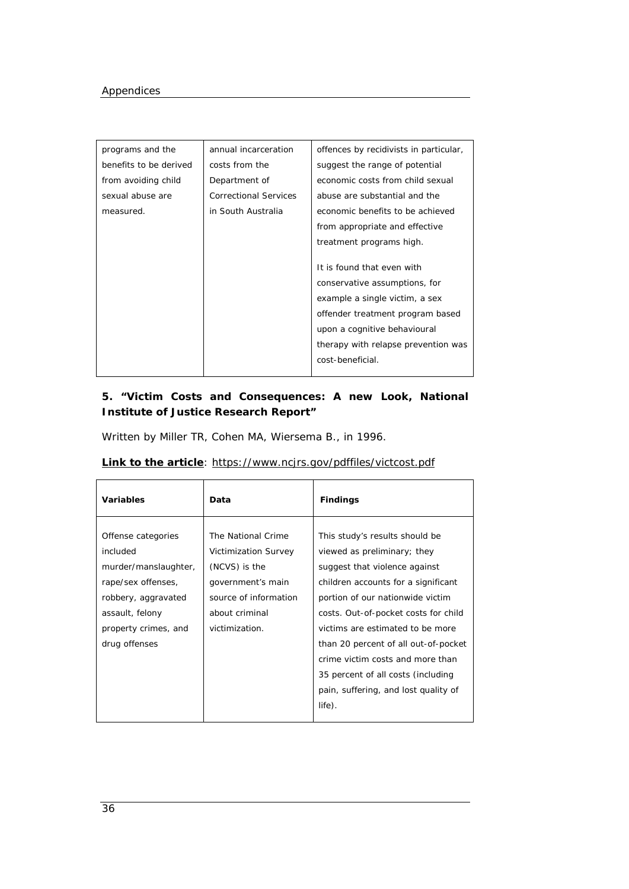| | | |
|---|---|---|
| programs and the benefits to be derived from avoiding child sexual abuse are measured. | annual incarceration costs from the Department of Correctional Services in South Australia | offences by recidivists in particular, suggest the range of potential economic costs from child sexual abuse are substantial and the economic benefits to be achieved from appropriate and effective treatment programs high.<br><br>It is found that even with conservative assumptions, for example a single victim, a sex offender treatment program based upon a cognitive behavioural therapy with relapse prevention was cost-beneficial. |

### 5. "Victim Costs and Consequences: A new Look, National Institute of Justice Research Report"

Written by Miller TR, Cohen MA, Wiersema B., in 1996.

**Link to the article**: https://www.ncjrs.gov/pdffiles/victcost.pdf

| Variables | Data | Findings |
|---|---|---|
| Offense categories included murder/manslaughter, rape/sex offenses, robbery, aggravated assault, felony property crimes, and drug offenses | The National Crime Victimization Survey (NCVS) is the government's main source of information about criminal victimization. | This study's results should be viewed as preliminary; they suggest that violence against children accounts for a significant portion of our nationwide victim costs. Out-of-pocket costs for child victims are estimated to be more than 20 percent of all out-of-pocket crime victim costs and more than 35 percent of all costs (including pain, suffering, and lost quality of life). |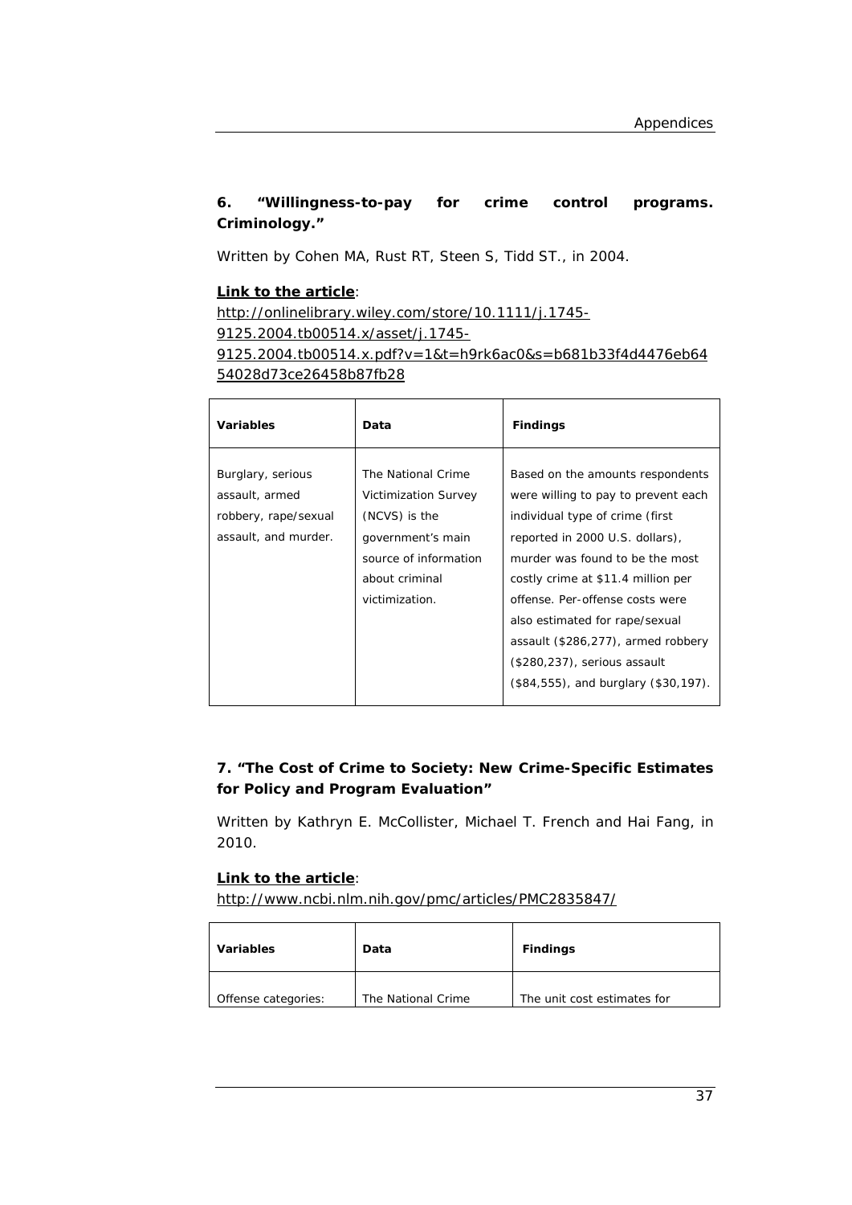**6. "Willingness-to-pay for crime control programs. Criminology."**

Written by Cohen MA, Rust RT, Steen S, Tidd ST., in 2004.

**Link to the article**:
http://onlinelibrary.wiley.com/store/10.1111/j.1745-9125.2004.tb00514.x/asset/j.1745-9125.2004.tb00514.x.pdf?v=1&t=h9rk6ac0&s=b681b33f4d4476eb6454028d73ce26458b87fb28

| Variables | Data | Findings |
|---|---|---|
| Burglary, serious assault, armed robbery, rape/sexual assault, and murder. | The National Crime Victimization Survey (NCVS) is the government's main source of information about criminal victimization. | Based on the amounts respondents were willing to pay to prevent each individual type of crime (first reported in 2000 U.S. dollars), murder was found to be the most costly crime at $11.4 million per offense. Per-offense costs were also estimated for rape/sexual assault ($286,277), armed robbery ($280,237), serious assault ($84,555), and burglary ($30,197). |

**7. "The Cost of Crime to Society: New Crime-Specific Estimates for Policy and Program Evaluation"**

Written by Kathryn E. McCollister, Michael T. French and Hai Fang, in 2010.

**Link to the article**:
http://www.ncbi.nlm.nih.gov/pmc/articles/PMC2835847/

| Variables | Data | Findings |
|---|---|---|
| Offense categories: | The National Crime | The unit cost estimates for |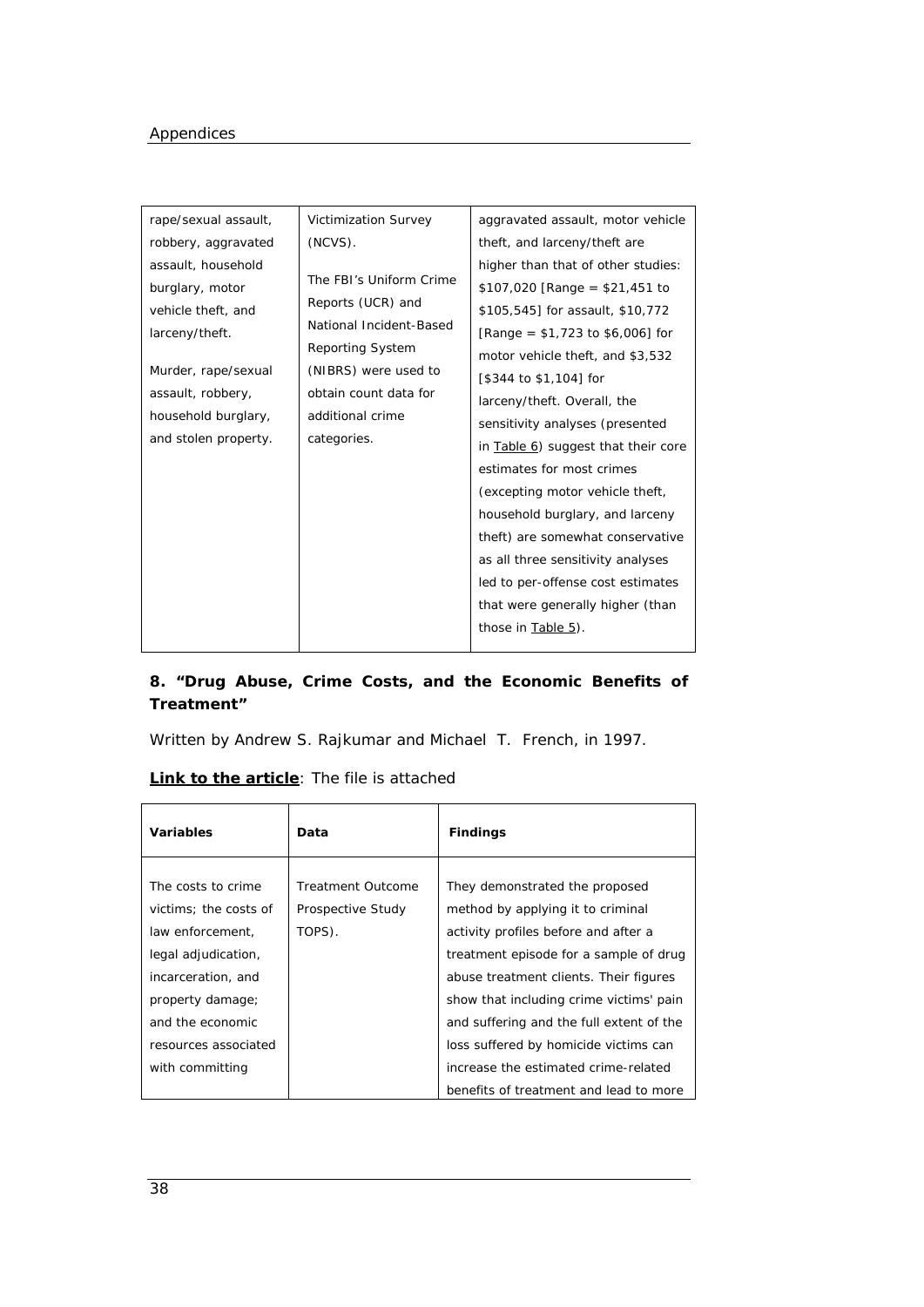| | | |
|---|---|---|
| rape/sexual assault, robbery, aggravated assault, household burglary, motor vehicle theft, and larceny/theft.<br><br>Murder, rape/sexual assault, robbery, household burglary, and stolen property. | Victimization Survey (NCVS).<br><br>The FBI's Uniform Crime Reports (UCR) and National Incident-Based Reporting System (NIBRS) were used to obtain count data for additional crime categories. | aggravated assault, motor vehicle theft, and larceny/theft are higher than that of other studies: $107,020 [Range = $21,451 to $105,545] for assault, $10,772 [Range = $1,723 to $6,006] for motor vehicle theft, and $3,532 [$344 to $1,104] for larceny/theft. Overall, the sensitivity analyses (presented in Table 6) suggest that their core estimates for most crimes (excepting motor vehicle theft, household burglary, and larceny theft) are somewhat conservative as all three sensitivity analyses led to per-offense cost estimates that were generally higher (than those in Table 5). |

**8. "Drug Abuse, Crime Costs, and the Economic Benefits of Treatment"**

Written by Andrew S. Rajkumar and Michael T. French, in 1997.

**Link to the article**: The file is attached

| Variables | Data | Findings |
|---|---|---|
| The costs to crime victims; the costs of law enforcement, legal adjudication, incarceration, and property damage; and the economic resources associated with committing | Treatment Outcome Prospective Study TOPS). | They demonstrated the proposed method by applying it to criminal activity profiles before and after a treatment episode for a sample of drug abuse treatment clients. Their figures show that including crime victims' pain and suffering and the full extent of the loss suffered by homicide victims can increase the estimated crime-related benefits of treatment and lead to more |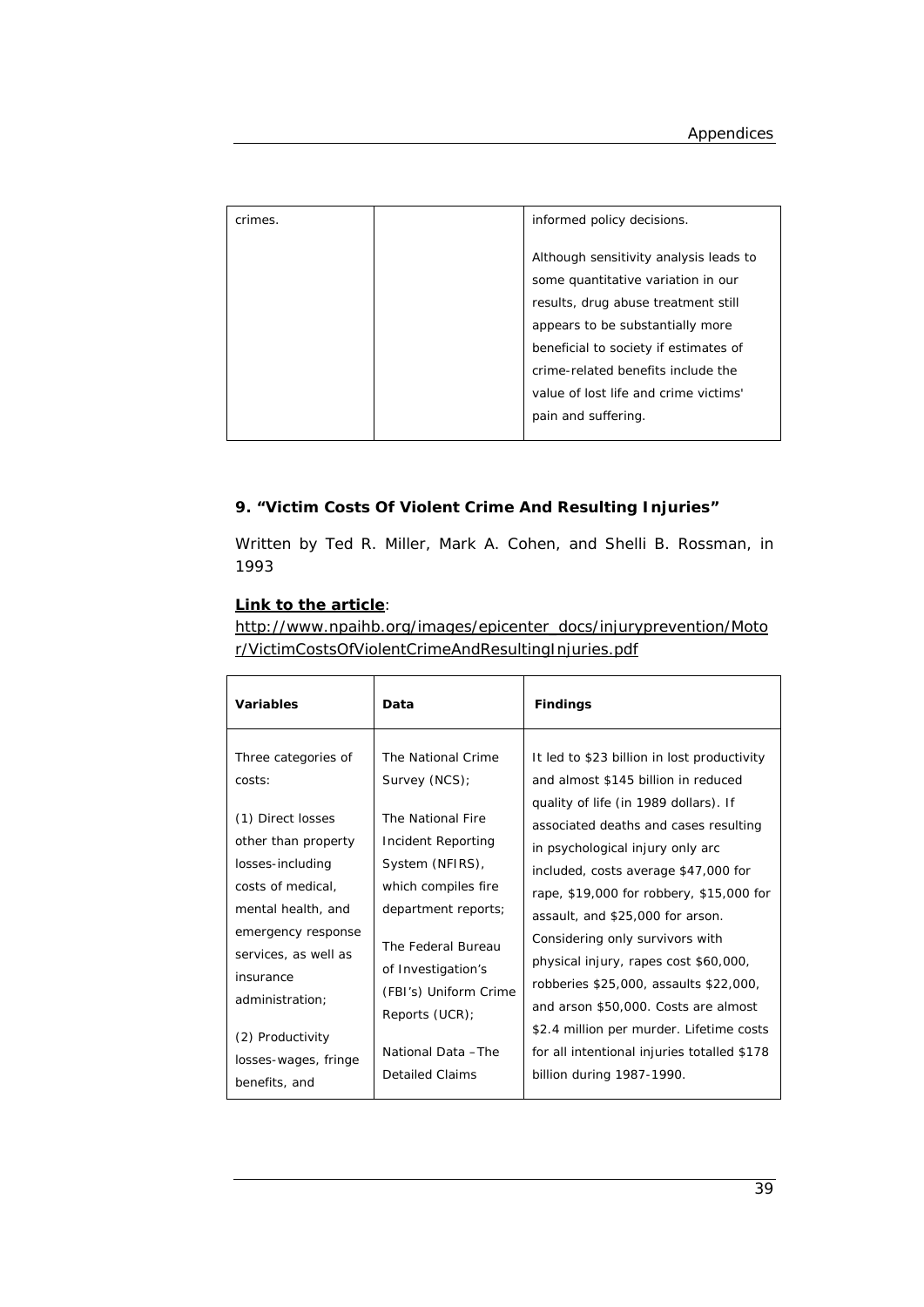| | | |
|---|---|---|
| crimes. | | informed policy decisions.<br><br>Although sensitivity analysis leads to some quantitative variation in our results, drug abuse treatment still appears to be substantially more beneficial to society if estimates of crime-related benefits include the value of lost life and crime victims' pain and suffering. |

### 9. "Victim Costs Of Violent Crime And Resulting Injuries"

Written by Ted R. Miller, Mark A. Cohen, and Shelli B. Rossman, in 1993

**Link to the article**:
http://www.npaihb.org/images/epicenter_docs/injuryprevention/Motor/VictimCostsOfViolentCrimeAndResultingInjuries.pdf

| Variables | Data | Findings |
|---|---|---|
| Three categories of costs:<br><br>(1) Direct losses other than property losses-including costs of medical, mental health, and emergency response services, as well as insurance administration;<br><br>(2) Productivity losses-wages, fringe benefits, and | The National Crime Survey (NCS);<br><br>The National Fire Incident Reporting System (NFIRS), which compiles fire department reports;<br><br>The Federal Bureau of Investigation's (FBI's) Uniform Crime Reports (UCR);<br><br>National Data –The Detailed Claims | It led to $23 billion in lost productivity and almost $145 billion in reduced quality of life (in 1989 dollars). If associated deaths and cases resulting in psychological injury only arc included, costs average $47,000 for rape, $19,000 for robbery, $15,000 for assault, and $25,000 for arson. Considering only survivors with physical injury, rapes cost $60,000, robberies $25,000, assaults $22,000, and arson $50,000. Costs are almost $2.4 million per murder. Lifetime costs for all intentional injuries totalled $178 billion during 1987-1990. |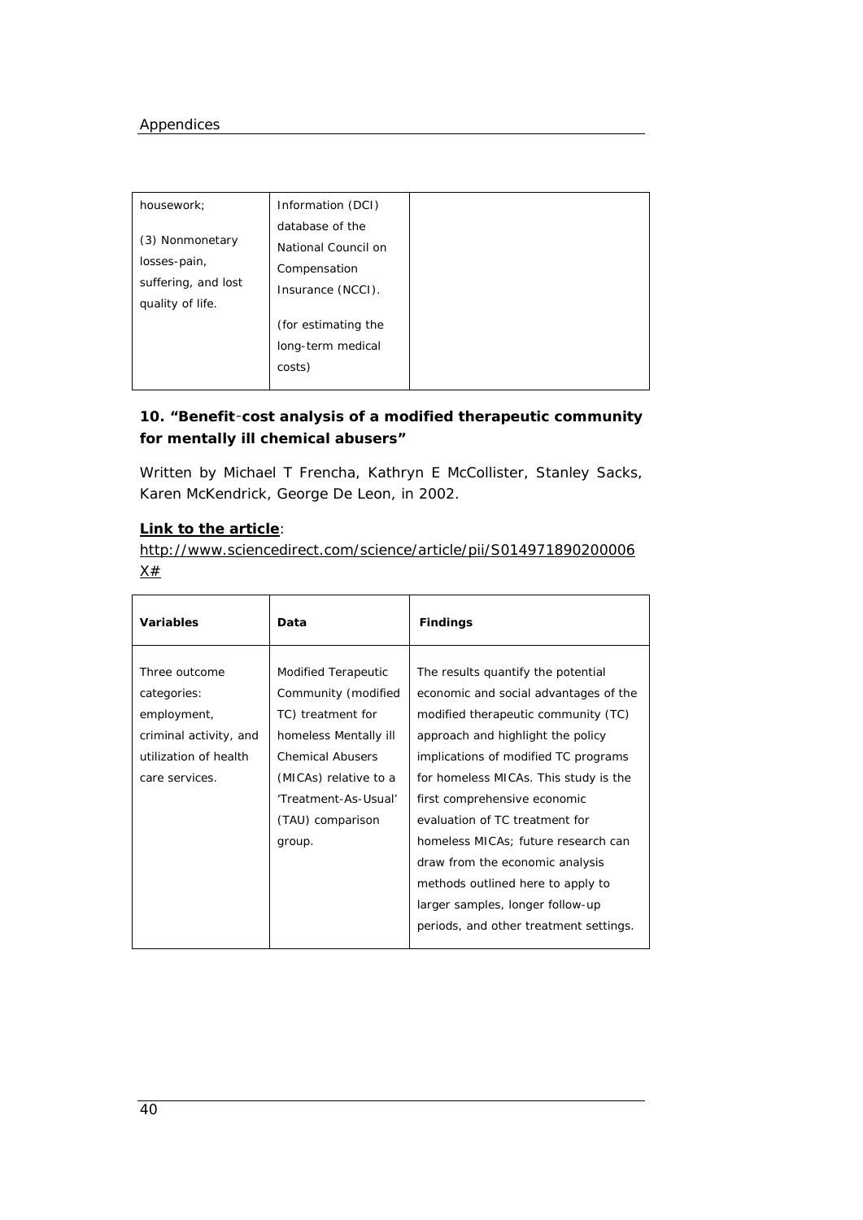| | | |
|---|---|---|
| housework;<br><br>(3) Nonmonetary losses-pain, suffering, and lost quality of life. | Information (DCI) database of the National Council on Compensation Insurance (NCCI).<br><br>(for estimating the long-term medical costs) | |

### 10. "Benefit-cost analysis of a modified therapeutic community for mentally ill chemical abusers"

Written by Michael T Frencha, Kathryn E McCollister, Stanley Sacks, Karen McKendrick, George De Leon, in 2002.

**Link to the article**:
http://www.sciencedirect.com/science/article/pii/S014971890200006X#

| Variables | Data | Findings |
|---|---|---|
| Three outcome categories: employment, criminal activity, and utilization of health care services. | Modified Terapeutic Community (modified TC) treatment for homeless Mentally ill Chemical Abusers (MICAs) relative to a 'Treatment-As-Usual' (TAU) comparison group. | The results quantify the potential economic and social advantages of the modified therapeutic community (TC) approach and highlight the policy implications of modified TC programs for homeless MICAs. This study is the first comprehensive economic evaluation of TC treatment for homeless MICAs; future research can draw from the economic analysis methods outlined here to apply to larger samples, longer follow-up periods, and other treatment settings. |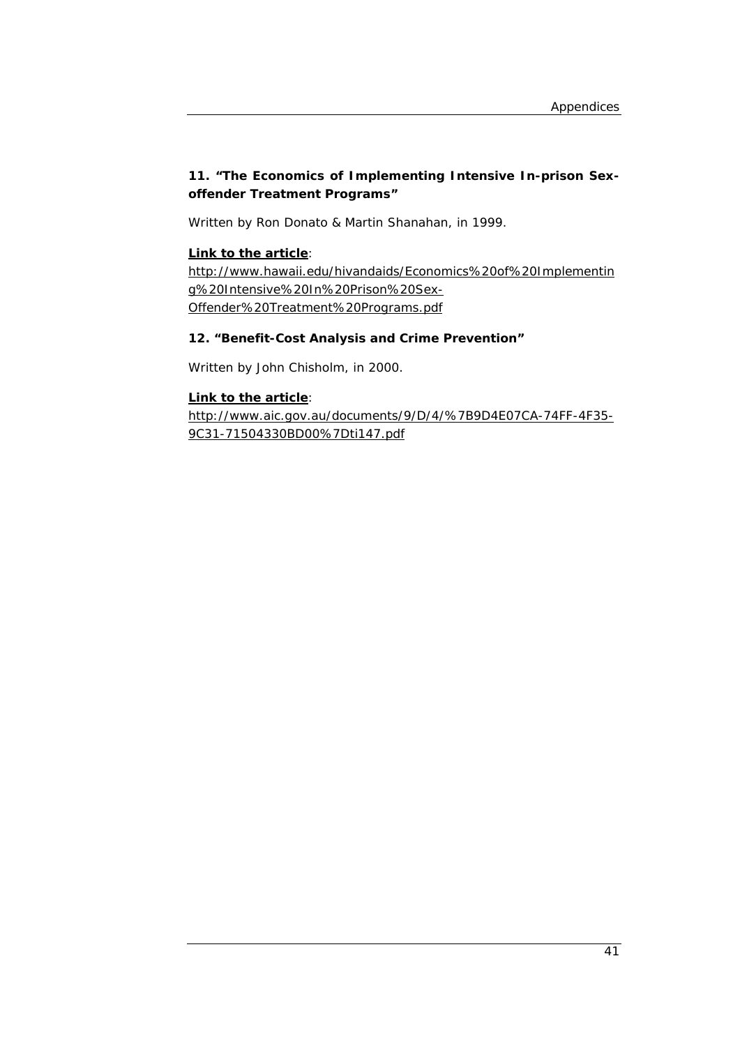**11. "The Economics of Implementing Intensive In-prison Sex-offender Treatment Programs"**

Written by Ron Donato & Martin Shanahan, in 1999.

**Link to the article**:
http://www.hawaii.edu/hivandaids/Economics%20of%20Implementing%20Intensive%20In%20Prison%20Sex-Offender%20Treatment%20Programs.pdf

**12. "Benefit-Cost Analysis and Crime Prevention"**

Written by John Chisholm, in 2000.

**Link to the article**:
http://www.aic.gov.au/documents/9/D/4/%7B9D4E07CA-74FF-4F35-9C31-71504330BD00%7Dti147.pdf